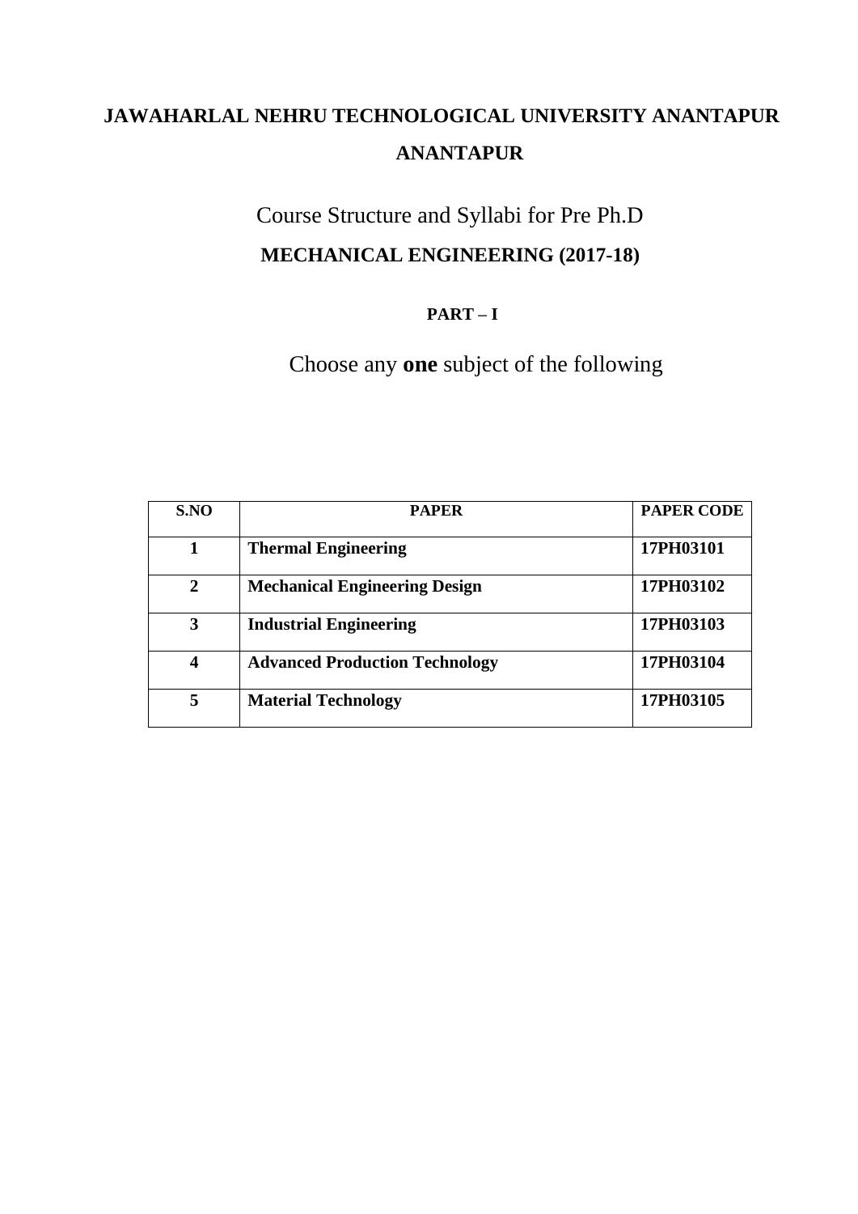# JAWAHARLAL NEHRU TECHNOLOGICAL UNIVERSITY ANANTAPUR ANANTAPUR

## Course Structure and Syllabi for Pre Ph.D

## MECHANICAL ENGINEERING (2017-18)

### PART – I

Choose any **one** subject of the following

| S.NO | PAPER | PAPER CODE |
|---|---|---|
| **1** | **Thermal Engineering** | **17PH03101** |
| **2** | **Mechanical Engineering Design** | **17PH03102** |
| **3** | **Industrial Engineering** | **17PH03103** |
| **4** | **Advanced Production Technology** | **17PH03104** |
| **5** | **Material Technology** | **17PH03105** |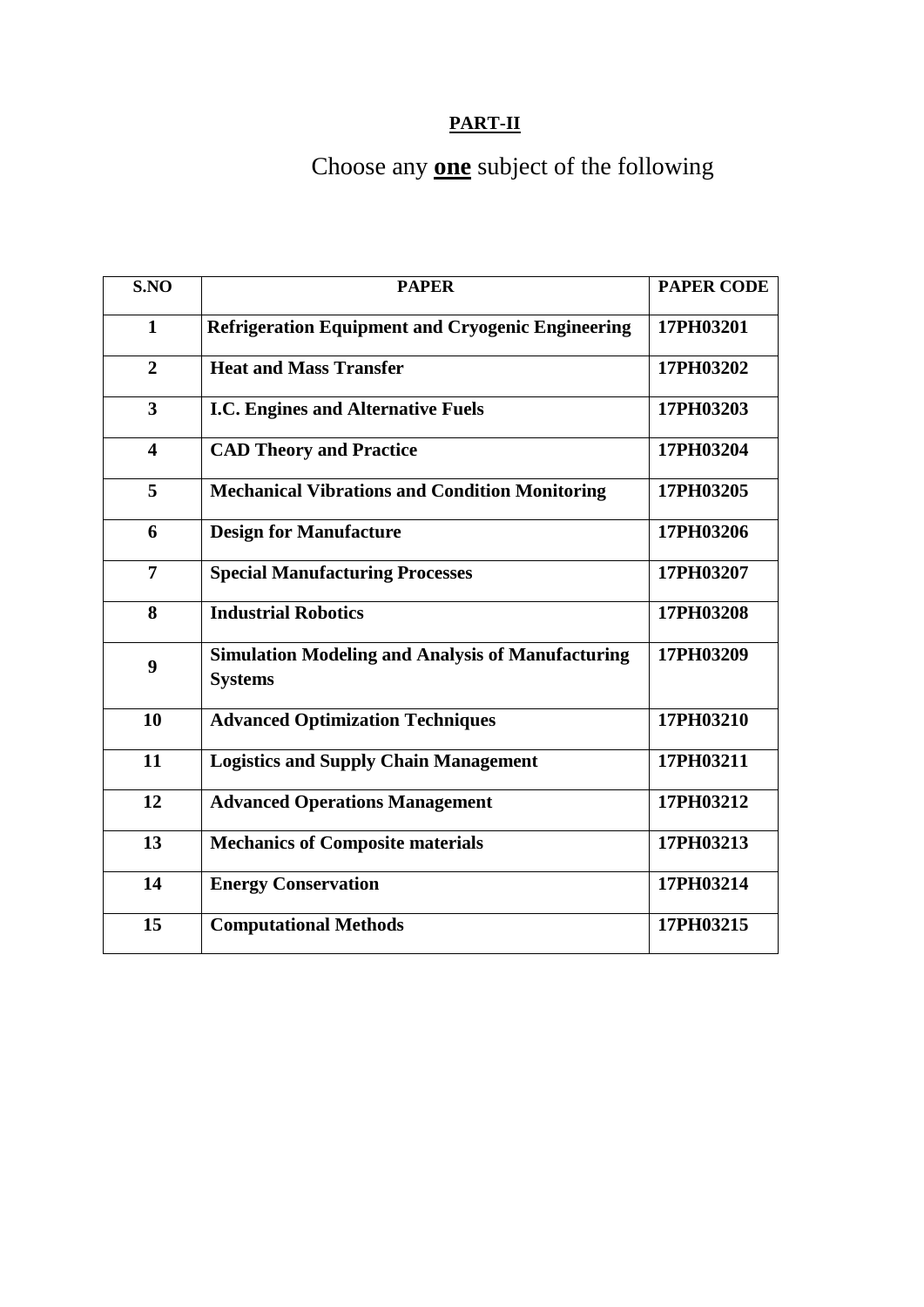## PART-II

Choose any **one** subject of the following

| S.NO | PAPER | PAPER CODE |
|---|---|---|
| 1 | Refrigeration Equipment and Cryogenic Engineering | 17PH03201 |
| 2 | Heat and Mass Transfer | 17PH03202 |
| 3 | I.C. Engines and Alternative Fuels | 17PH03203 |
| 4 | CAD Theory and Practice | 17PH03204 |
| 5 | Mechanical Vibrations and Condition Monitoring | 17PH03205 |
| 6 | Design for Manufacture | 17PH03206 |
| 7 | Special Manufacturing Processes | 17PH03207 |
| 8 | Industrial Robotics | 17PH03208 |
| 9 | Simulation Modeling and Analysis of Manufacturing Systems | 17PH03209 |
| 10 | Advanced Optimization Techniques | 17PH03210 |
| 11 | Logistics and Supply Chain Management | 17PH03211 |
| 12 | Advanced Operations Management | 17PH03212 |
| 13 | Mechanics of Composite materials | 17PH03213 |
| 14 | Energy Conservation | 17PH03214 |
| 15 | Computational Methods | 17PH03215 |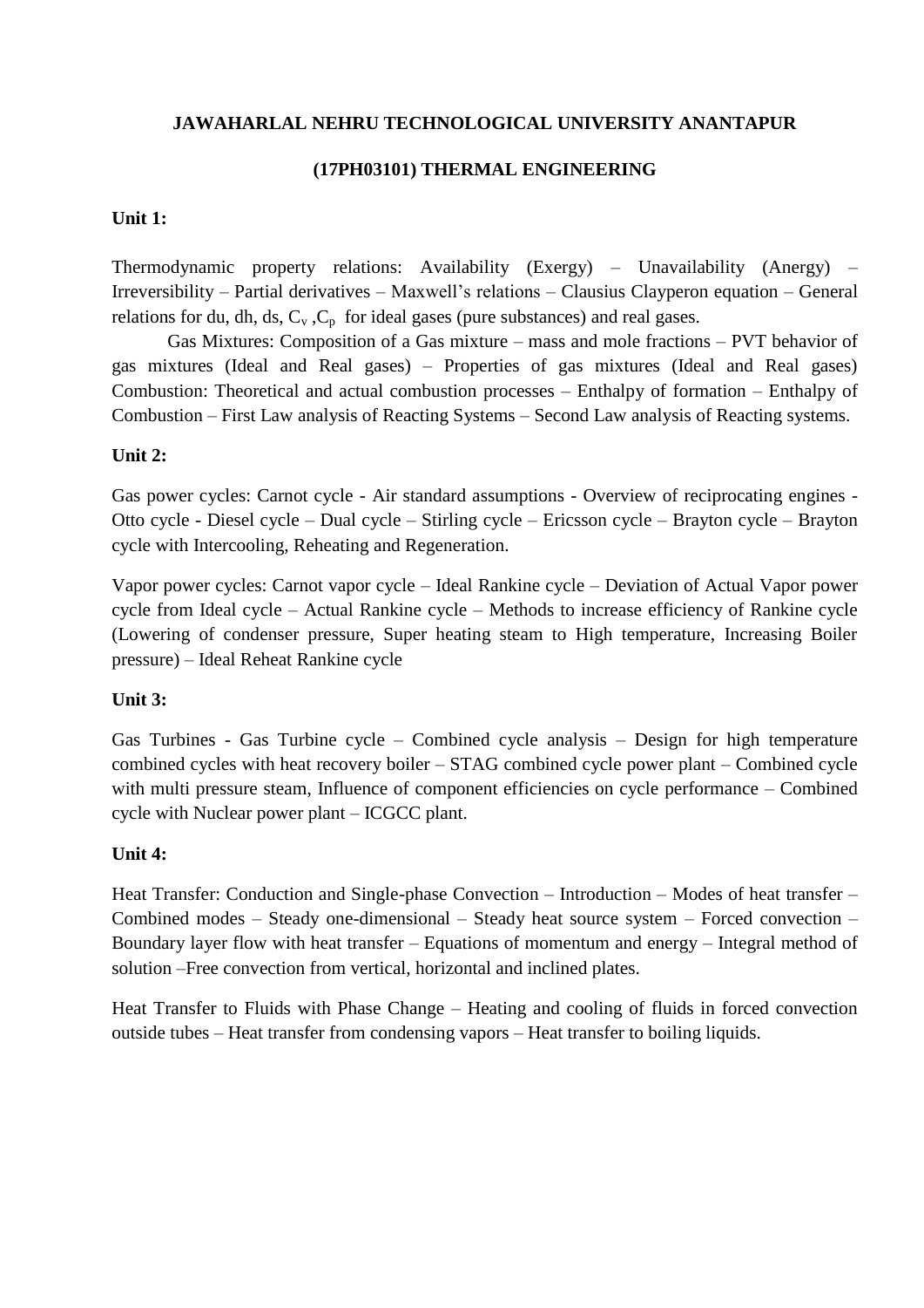**JAWAHARLAL NEHRU TECHNOLOGICAL UNIVERSITY ANANTAPUR**

**(17PH03101) THERMAL ENGINEERING**

**Unit 1:**

Thermodynamic property relations: Availability (Exergy) – Unavailability (Anergy) – Irreversibility – Partial derivatives – Maxwell's relations – Clausius Clayperon equation – General relations for du, dh, ds, $C_v$ ,$C_p$ for ideal gases (pure substances) and real gases.

Gas Mixtures: Composition of a Gas mixture – mass and mole fractions – PVT behavior of gas mixtures (Ideal and Real gases) – Properties of gas mixtures (Ideal and Real gases) Combustion: Theoretical and actual combustion processes – Enthalpy of formation – Enthalpy of Combustion – First Law analysis of Reacting Systems – Second Law analysis of Reacting systems.

**Unit 2:**

Gas power cycles: Carnot cycle - Air standard assumptions - Overview of reciprocating engines - Otto cycle - Diesel cycle – Dual cycle – Stirling cycle – Ericsson cycle – Brayton cycle – Brayton cycle with Intercooling, Reheating and Regeneration.

Vapor power cycles: Carnot vapor cycle – Ideal Rankine cycle – Deviation of Actual Vapor power cycle from Ideal cycle – Actual Rankine cycle – Methods to increase efficiency of Rankine cycle (Lowering of condenser pressure, Super heating steam to High temperature, Increasing Boiler pressure) – Ideal Reheat Rankine cycle

**Unit 3:**

Gas Turbines - Gas Turbine cycle – Combined cycle analysis – Design for high temperature combined cycles with heat recovery boiler – STAG combined cycle power plant – Combined cycle with multi pressure steam, Influence of component efficiencies on cycle performance – Combined cycle with Nuclear power plant – ICGCC plant.

**Unit 4:**

Heat Transfer: Conduction and Single-phase Convection – Introduction – Modes of heat transfer – Combined modes – Steady one-dimensional – Steady heat source system – Forced convection – Boundary layer flow with heat transfer – Equations of momentum and energy – Integral method of solution –Free convection from vertical, horizontal and inclined plates.

Heat Transfer to Fluids with Phase Change – Heating and cooling of fluids in forced convection outside tubes – Heat transfer from condensing vapors – Heat transfer to boiling liquids.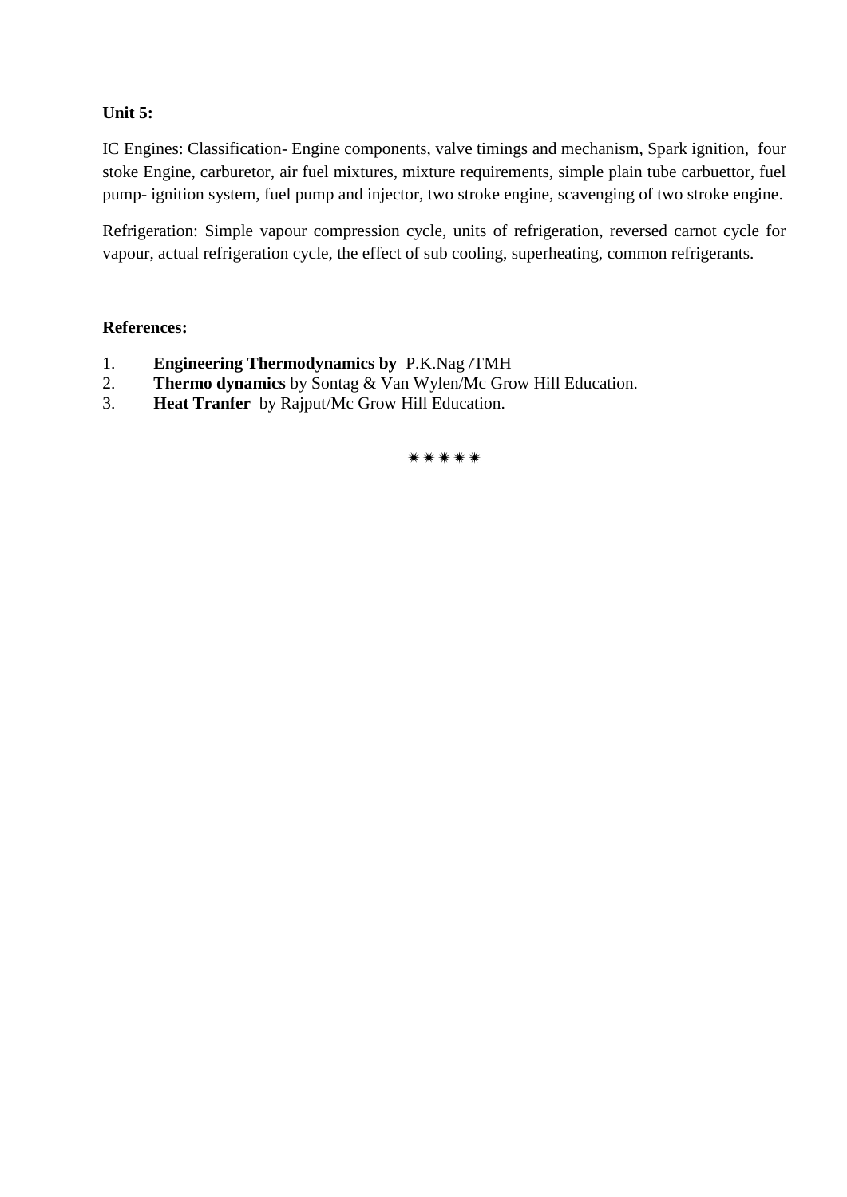**Unit 5:**

IC Engines: Classification- Engine components, valve timings and mechanism, Spark ignition, four stoke Engine, carburetor, air fuel mixtures, mixture requirements, simple plain tube carbuettor, fuel pump- ignition system, fuel pump and injector, two stroke engine, scavenging of two stroke engine.

Refrigeration: Simple vapour compression cycle, units of refrigeration, reversed carnot cycle for vapour, actual refrigeration cycle, the effect of sub cooling, superheating, common refrigerants.

**References:**

1. **Engineering Thermodynamics by** P.K.Nag /TMH
2. **Thermo dynamics** by Sontag & Van Wylen/Mc Grow Hill Education.
3. **Heat Tranfer** by Rajput/Mc Grow Hill Education.

✷✷✷✷✷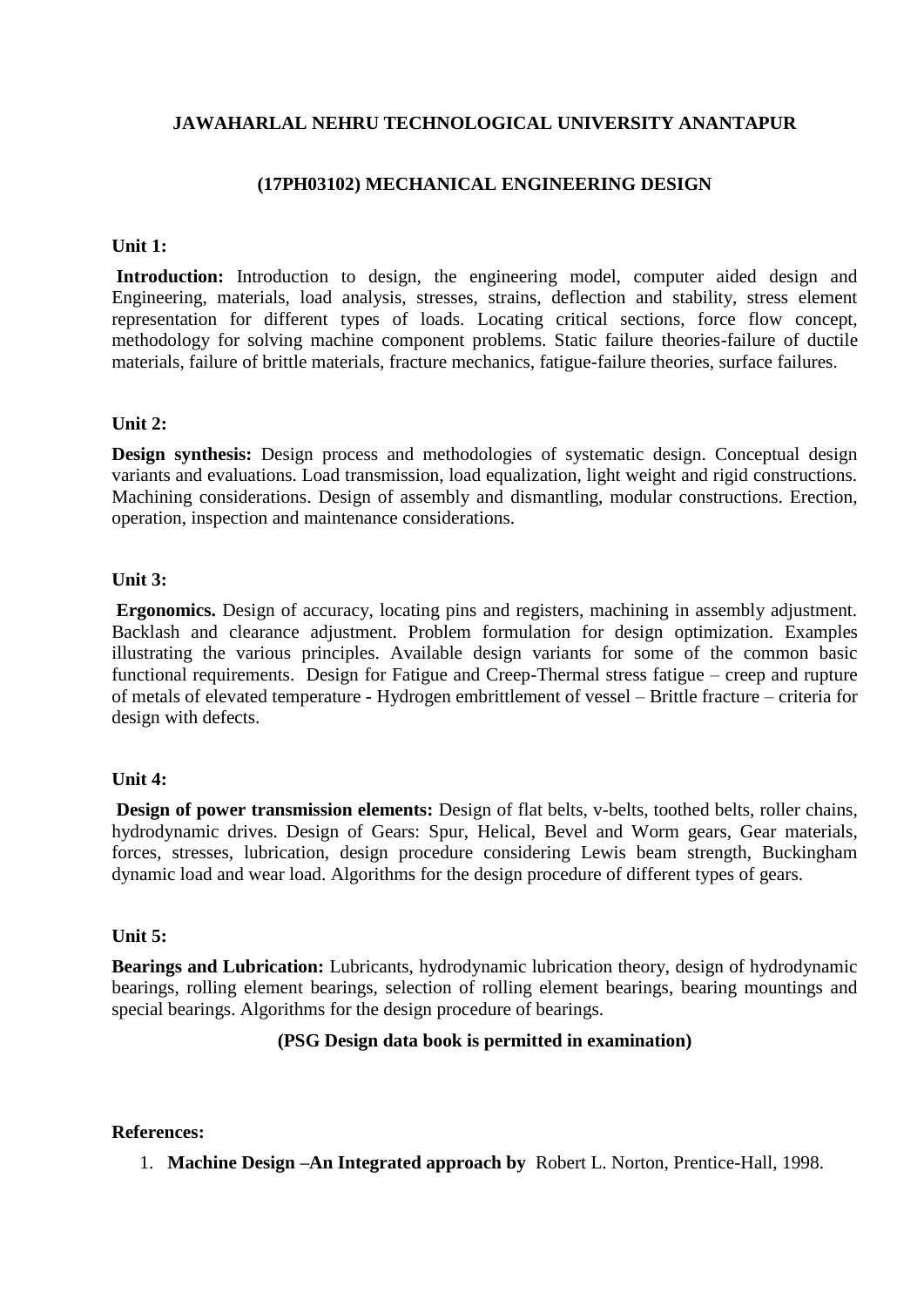**JAWAHARLAL NEHRU TECHNOLOGICAL UNIVERSITY ANANTAPUR**

**(17PH03102) MECHANICAL ENGINEERING DESIGN**

**Unit 1:**

**Introduction:** Introduction to design, the engineering model, computer aided design and Engineering, materials, load analysis, stresses, strains, deflection and stability, stress element representation for different types of loads. Locating critical sections, force flow concept, methodology for solving machine component problems. Static failure theories-failure of ductile materials, failure of brittle materials, fracture mechanics, fatigue-failure theories, surface failures.

**Unit 2:**

**Design synthesis:** Design process and methodologies of systematic design. Conceptual design variants and evaluations. Load transmission, load equalization, light weight and rigid constructions. Machining considerations. Design of assembly and dismantling, modular constructions. Erection, operation, inspection and maintenance considerations.

**Unit 3:**

**Ergonomics.** Design of accuracy, locating pins and registers, machining in assembly adjustment. Backlash and clearance adjustment. Problem formulation for design optimization. Examples illustrating the various principles. Available design variants for some of the common basic functional requirements. Design for Fatigue and Creep-Thermal stress fatigue – creep and rupture of metals of elevated temperature - Hydrogen embrittlement of vessel – Brittle fracture – criteria for design with defects.

**Unit 4:**

**Design of power transmission elements:** Design of flat belts, v-belts, toothed belts, roller chains, hydrodynamic drives. Design of Gears: Spur, Helical, Bevel and Worm gears, Gear materials, forces, stresses, lubrication, design procedure considering Lewis beam strength, Buckingham dynamic load and wear load. Algorithms for the design procedure of different types of gears.

**Unit 5:**

**Bearings and Lubrication:** Lubricants, hydrodynamic lubrication theory, design of hydrodynamic bearings, rolling element bearings, selection of rolling element bearings, bearing mountings and special bearings. Algorithms for the design procedure of bearings.

**(PSG Design data book is permitted in examination)**

**References:**

1. **Machine Design –An Integrated approach by** Robert L. Norton, Prentice-Hall, 1998.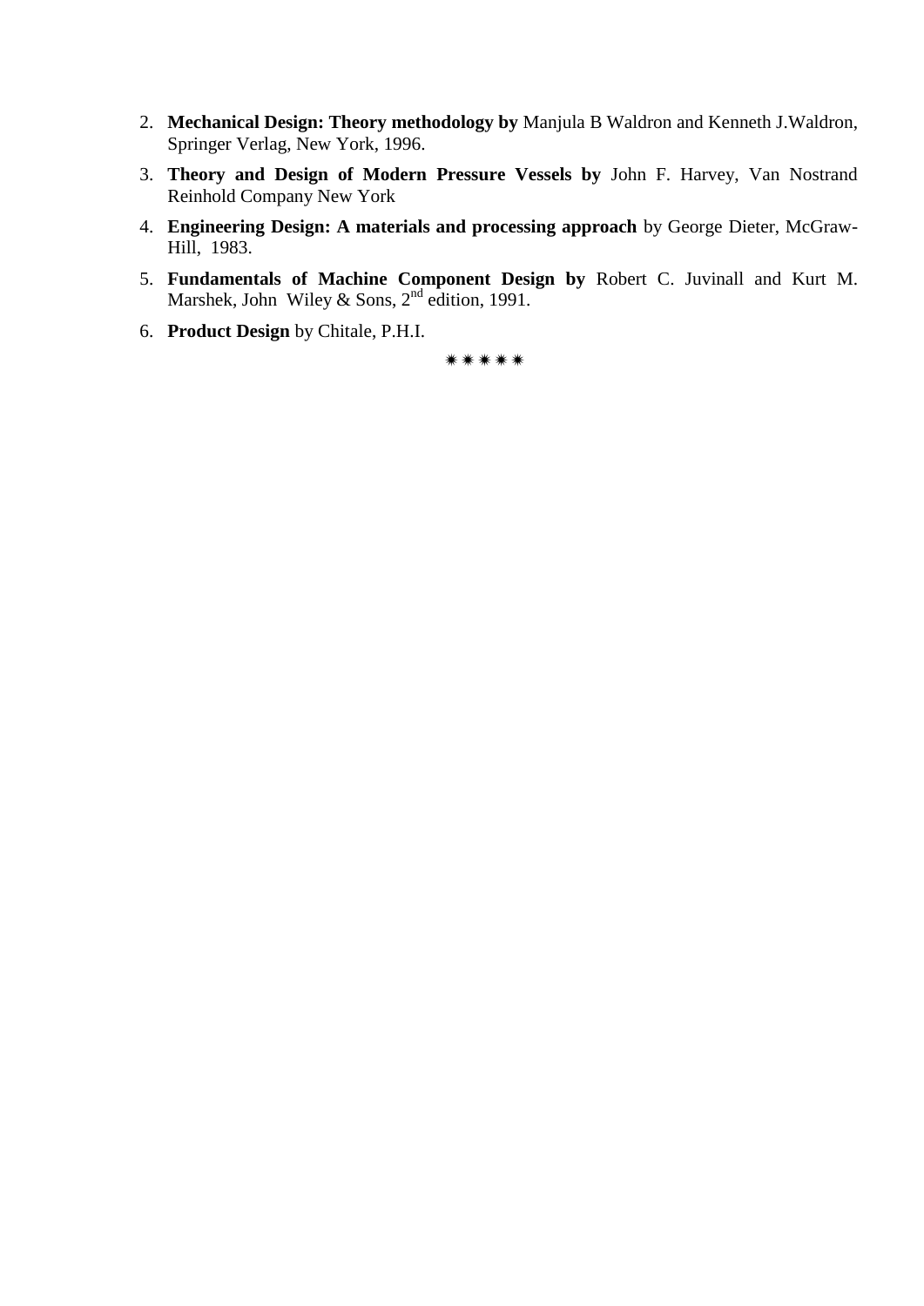2. **Mechanical Design: Theory methodology by** Manjula B Waldron and Kenneth J.Waldron, Springer Verlag, New York, 1996.
3. **Theory and Design of Modern Pressure Vessels by** John F. Harvey, Van Nostrand Reinhold Company New York
4. **Engineering Design: A materials and processing approach** by George Dieter, McGraw-Hill, 1983.
5. **Fundamentals of Machine Component Design by** Robert C. Juvinall and Kurt M. Marshek, John Wiley & Sons, 2nd edition, 1991.
6. **Product Design** by Chitale, P.H.I.

✷✷✷✷✷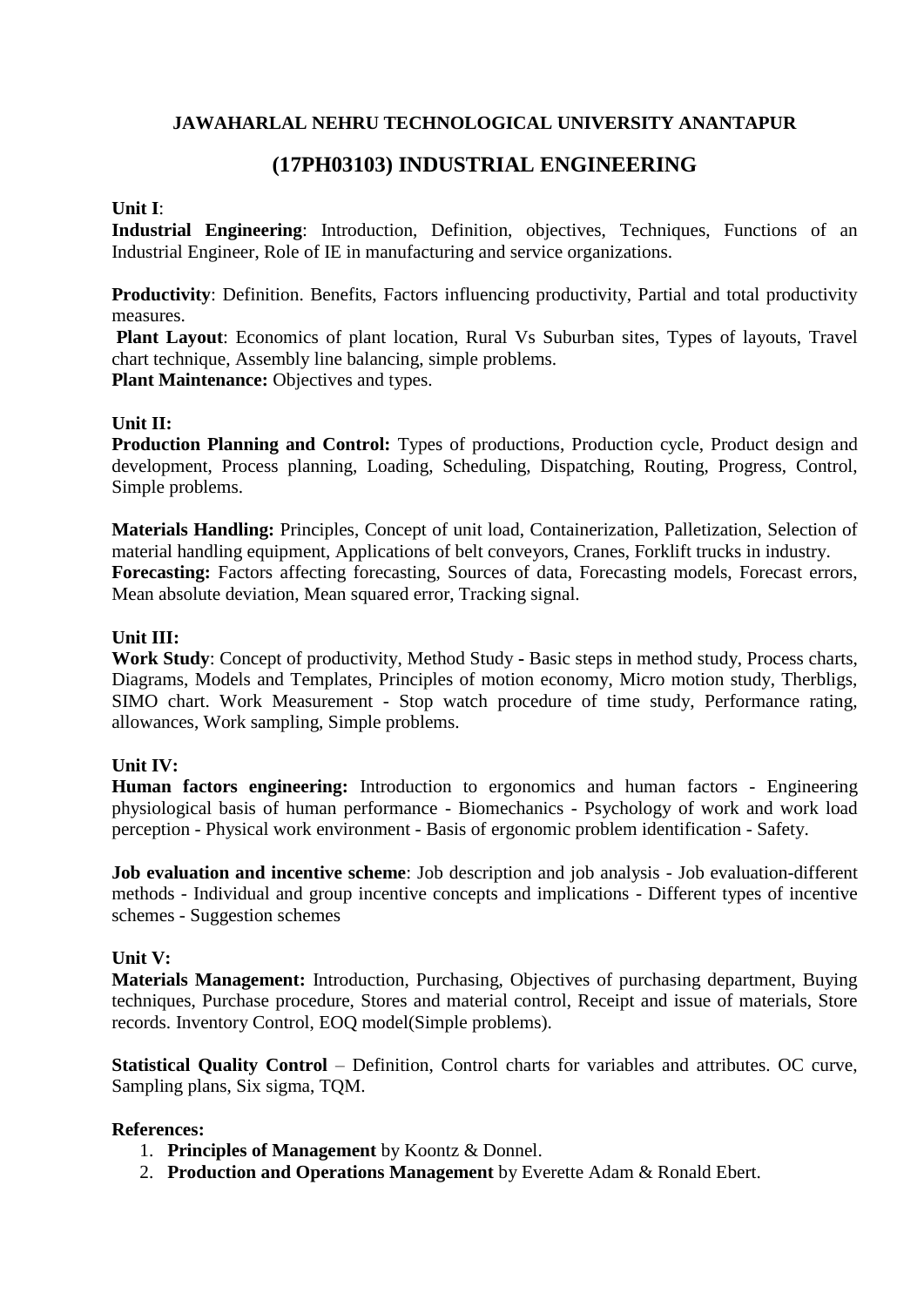**JAWAHARLAL NEHRU TECHNOLOGICAL UNIVERSITY ANANTAPUR**

## (17PH03103) INDUSTRIAL ENGINEERING

**Unit I**:

**Industrial Engineering**: Introduction, Definition, objectives, Techniques, Functions of an Industrial Engineer, Role of IE in manufacturing and service organizations.

**Productivity**: Definition. Benefits, Factors influencing productivity, Partial and total productivity measures.

**Plant Layout**: Economics of plant location, Rural Vs Suburban sites, Types of layouts, Travel chart technique, Assembly line balancing, simple problems.

**Plant Maintenance:** Objectives and types.

**Unit II:**

**Production Planning and Control:** Types of productions, Production cycle, Product design and development, Process planning, Loading, Scheduling, Dispatching, Routing, Progress, Control, Simple problems.

**Materials Handling:** Principles, Concept of unit load, Containerization, Palletization, Selection of material handling equipment, Applications of belt conveyors, Cranes, Forklift trucks in industry.

**Forecasting:** Factors affecting forecasting, Sources of data, Forecasting models, Forecast errors, Mean absolute deviation, Mean squared error, Tracking signal.

**Unit III:**

**Work Study**: Concept of productivity, Method Study - Basic steps in method study, Process charts, Diagrams, Models and Templates, Principles of motion economy, Micro motion study, Therbligs, SIMO chart. Work Measurement - Stop watch procedure of time study, Performance rating, allowances, Work sampling, Simple problems.

**Unit IV:**

**Human factors engineering:** Introduction to ergonomics and human factors - Engineering physiological basis of human performance - Biomechanics - Psychology of work and work load perception - Physical work environment - Basis of ergonomic problem identification - Safety.

**Job evaluation and incentive scheme**: Job description and job analysis - Job evaluation-different methods - Individual and group incentive concepts and implications - Different types of incentive schemes - Suggestion schemes

**Unit V:**

**Materials Management:** Introduction, Purchasing, Objectives of purchasing department, Buying techniques, Purchase procedure, Stores and material control, Receipt and issue of materials, Store records. Inventory Control, EOQ model(Simple problems).

**Statistical Quality Control** – Definition, Control charts for variables and attributes. OC curve, Sampling plans, Six sigma, TQM.

**References:**

1. **Principles of Management** by Koontz & Donnel.
2. **Production and Operations Management** by Everette Adam & Ronald Ebert.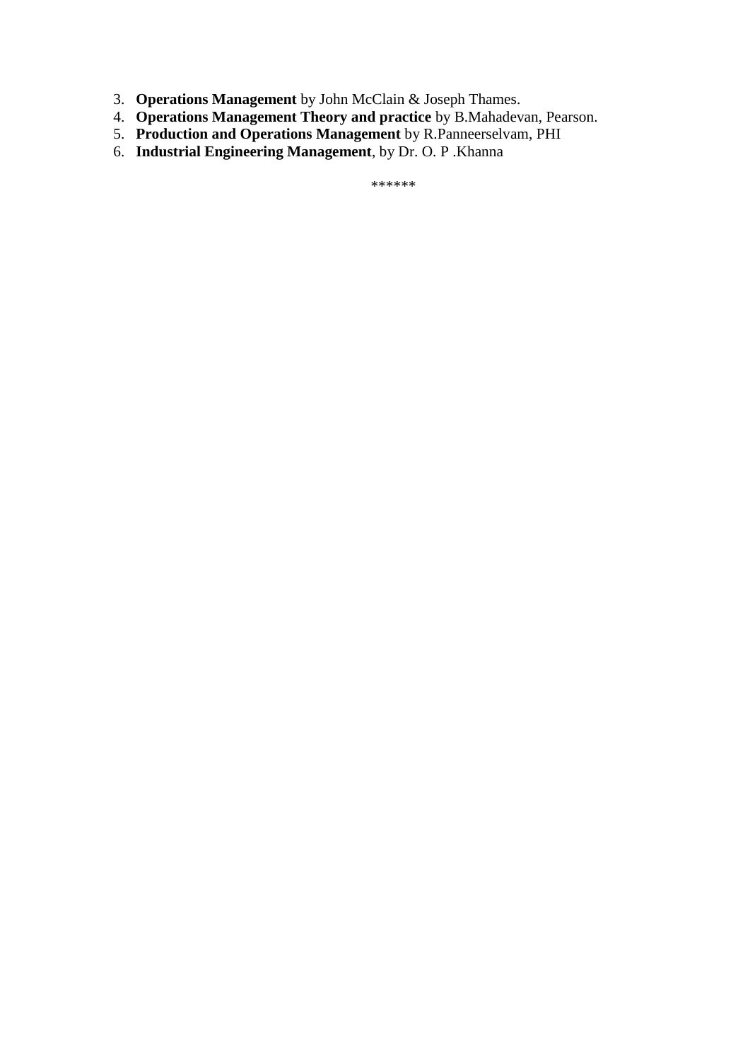3. **Operations Management** by John McClain & Joseph Thames.
4. **Operations Management Theory and practice** by B.Mahadevan, Pearson.
5. **Production and Operations Management** by R.Panneerselvam, PHI
6. **Industrial Engineering Management**, by Dr. O. P .Khanna

******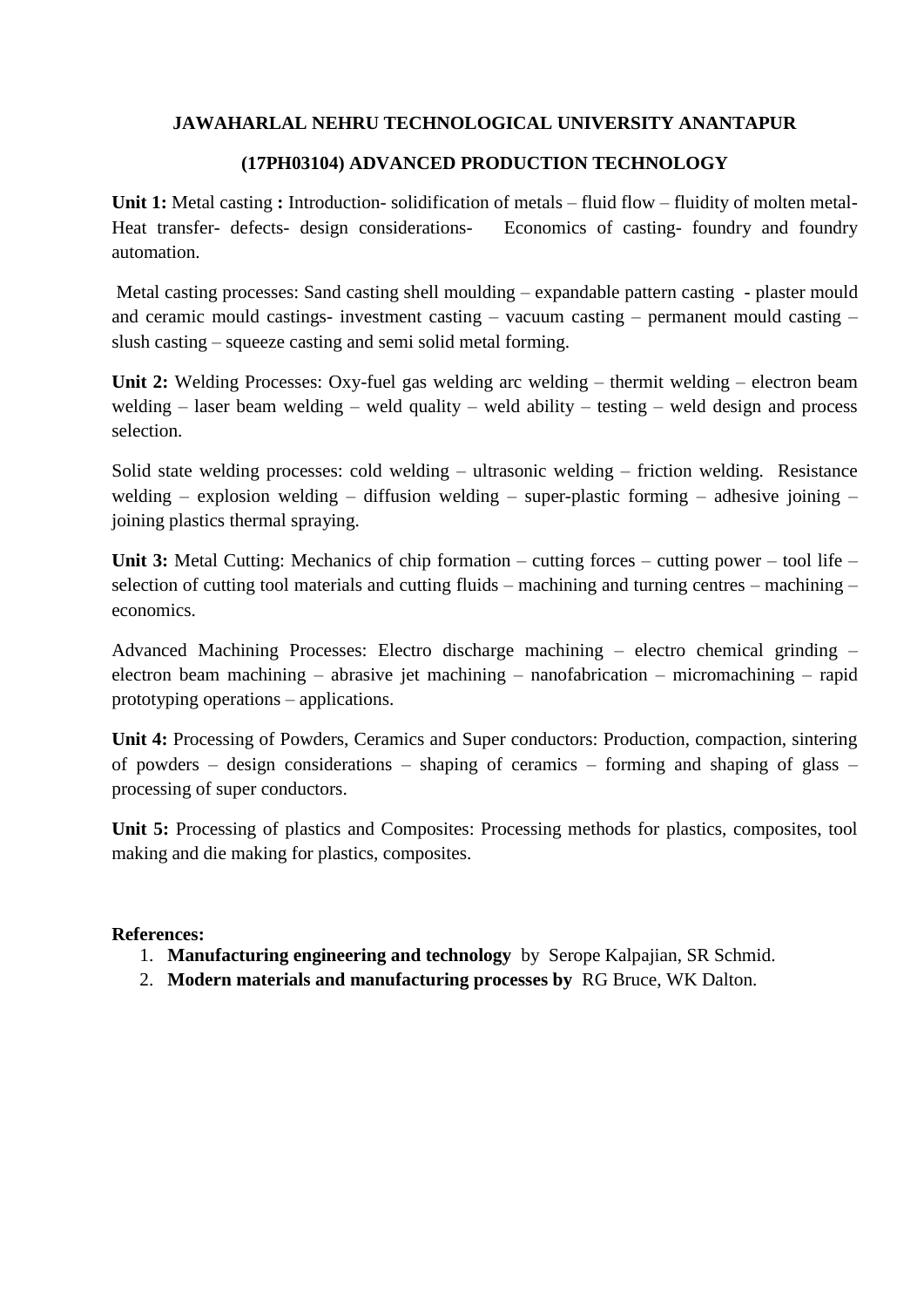**JAWAHARLAL NEHRU TECHNOLOGICAL UNIVERSITY ANANTAPUR**

**(17PH03104) ADVANCED PRODUCTION TECHNOLOGY**

**Unit 1:** Metal casting **:** Introduction- solidification of metals – fluid flow – fluidity of molten metal- Heat transfer- defects- design considerations- Economics of casting- foundry and foundry automation.

Metal casting processes: Sand casting shell moulding – expandable pattern casting - plaster mould and ceramic mould castings- investment casting – vacuum casting – permanent mould casting – slush casting – squeeze casting and semi solid metal forming.

**Unit 2:** Welding Processes: Oxy-fuel gas welding arc welding – thermit welding – electron beam welding – laser beam welding – weld quality – weld ability – testing – weld design and process selection.

Solid state welding processes: cold welding – ultrasonic welding – friction welding. Resistance welding – explosion welding – diffusion welding – super-plastic forming – adhesive joining – joining plastics thermal spraying.

**Unit 3:** Metal Cutting: Mechanics of chip formation – cutting forces – cutting power – tool life – selection of cutting tool materials and cutting fluids – machining and turning centres – machining – economics.

Advanced Machining Processes: Electro discharge machining – electro chemical grinding – electron beam machining – abrasive jet machining – nanofabrication – micromachining – rapid prototyping operations – applications.

**Unit 4:** Processing of Powders, Ceramics and Super conductors: Production, compaction, sintering of powders – design considerations – shaping of ceramics – forming and shaping of glass – processing of super conductors.

**Unit 5:** Processing of plastics and Composites: Processing methods for plastics, composites, tool making and die making for plastics, composites.

**References:**

1. **Manufacturing engineering and technology** by Serope Kalpajian, SR Schmid.
2. **Modern materials and manufacturing processes by** RG Bruce, WK Dalton.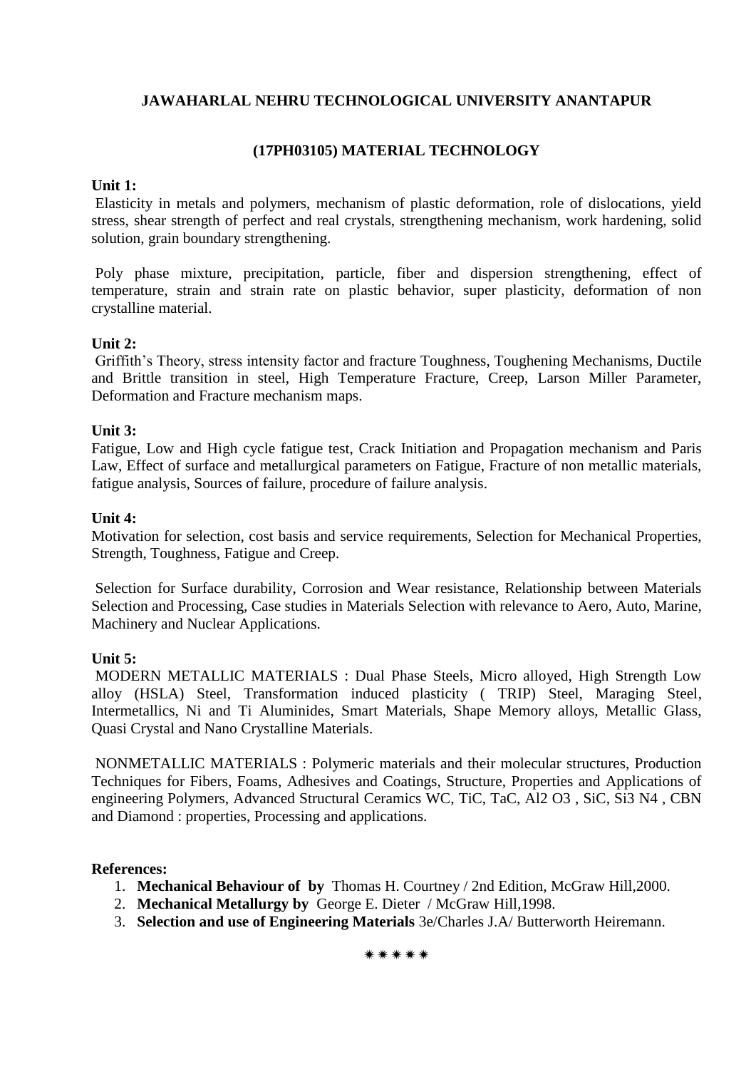## JAWAHARLAL NEHRU TECHNOLOGICAL UNIVERSITY ANANTAPUR

### (17PH03105) MATERIAL TECHNOLOGY

**Unit 1:**

Elasticity in metals and polymers, mechanism of plastic deformation, role of dislocations, yield stress, shear strength of perfect and real crystals, strengthening mechanism, work hardening, solid solution, grain boundary strengthening.

Poly phase mixture, precipitation, particle, fiber and dispersion strengthening, effect of temperature, strain and strain rate on plastic behavior, super plasticity, deformation of non crystalline material.

**Unit 2:**

Griffith's Theory, stress intensity factor and fracture Toughness, Toughening Mechanisms, Ductile and Brittle transition in steel, High Temperature Fracture, Creep, Larson Miller Parameter, Deformation and Fracture mechanism maps.

**Unit 3:**

Fatigue, Low and High cycle fatigue test, Crack Initiation and Propagation mechanism and Paris Law, Effect of surface and metallurgical parameters on Fatigue, Fracture of non metallic materials, fatigue analysis, Sources of failure, procedure of failure analysis.

**Unit 4:**

Motivation for selection, cost basis and service requirements, Selection for Mechanical Properties, Strength, Toughness, Fatigue and Creep.

Selection for Surface durability, Corrosion and Wear resistance, Relationship between Materials Selection and Processing, Case studies in Materials Selection with relevance to Aero, Auto, Marine, Machinery and Nuclear Applications.

**Unit 5:**

MODERN METALLIC MATERIALS : Dual Phase Steels, Micro alloyed, High Strength Low alloy (HSLA) Steel, Transformation induced plasticity ( TRIP) Steel, Maraging Steel, Intermetallics, Ni and Ti Aluminides, Smart Materials, Shape Memory alloys, Metallic Glass, Quasi Crystal and Nano Crystalline Materials.

NONMETALLIC MATERIALS : Polymeric materials and their molecular structures, Production Techniques for Fibers, Foams, Adhesives and Coatings, Structure, Properties and Applications of engineering Polymers, Advanced Structural Ceramics WC, TiC, TaC, $Al_2O_3$ , SiC, $Si_3N_4$ , CBN and Diamond : properties, Processing and applications.

**References:**

1. **Mechanical Behaviour of by** Thomas H. Courtney / 2nd Edition, McGraw Hill,2000.
2. **Mechanical Metallurgy by** George E. Dieter / McGraw Hill,1998.
3. **Selection and use of Engineering Materials** 3e/Charles J.A/ Butterworth Heiremann.

✷✷✷✷✷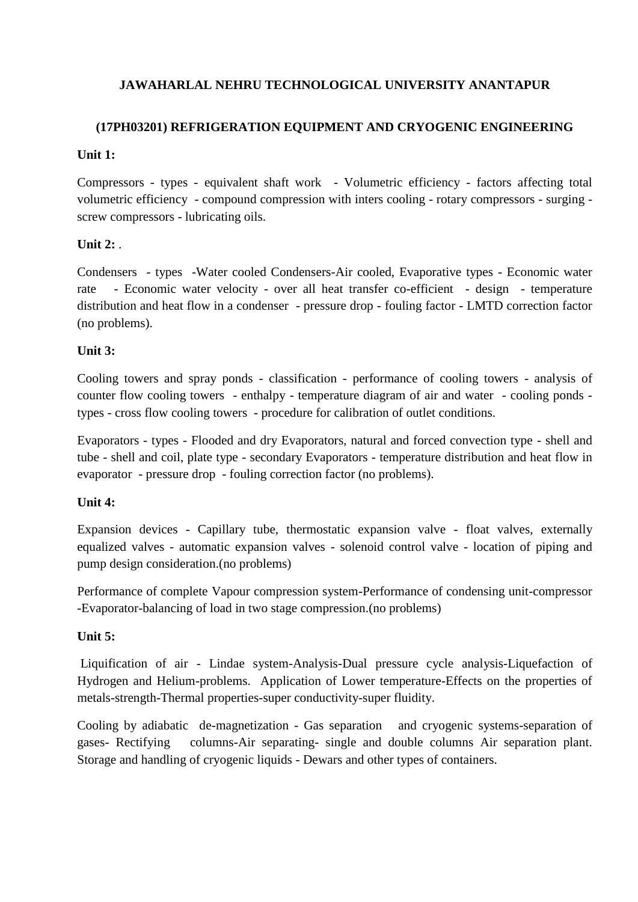**JAWAHARLAL NEHRU TECHNOLOGICAL UNIVERSITY ANANTAPUR**

**(17PH03201) REFRIGERATION EQUIPMENT AND CRYOGENIC ENGINEERING**

**Unit 1:**

Compressors - types - equivalent shaft work - Volumetric efficiency - factors affecting total volumetric efficiency - compound compression with inters cooling - rotary compressors - surging - screw compressors - lubricating oils.

**Unit 2:** .

Condensers - types -Water cooled Condensers-Air cooled, Evaporative types - Economic water rate - Economic water velocity - over all heat transfer co-efficient - design - temperature distribution and heat flow in a condenser - pressure drop - fouling factor - LMTD correction factor (no problems).

**Unit 3:**

Cooling towers and spray ponds - classification - performance of cooling towers - analysis of counter flow cooling towers - enthalpy - temperature diagram of air and water - cooling ponds - types - cross flow cooling towers - procedure for calibration of outlet conditions.

Evaporators - types - Flooded and dry Evaporators, natural and forced convection type - shell and tube - shell and coil, plate type - secondary Evaporators - temperature distribution and heat flow in evaporator - pressure drop - fouling correction factor (no problems).

**Unit 4:**

Expansion devices - Capillary tube, thermostatic expansion valve - float valves, externally equalized valves - automatic expansion valves - solenoid control valve - location of piping and pump design consideration.(no problems)

Performance of complete Vapour compression system-Performance of condensing unit-compressor -Evaporator-balancing of load in two stage compression.(no problems)

**Unit 5:**

Liquification of air - Lindae system-Analysis-Dual pressure cycle analysis-Liquefaction of Hydrogen and Helium-problems. Application of Lower temperature-Effects on the properties of metals-strength-Thermal properties-super conductivity-super fluidity.

Cooling by adiabatic de-magnetization - Gas separation and cryogenic systems-separation of gases- Rectifying columns-Air separating- single and double columns Air separation plant. Storage and handling of cryogenic liquids - Dewars and other types of containers.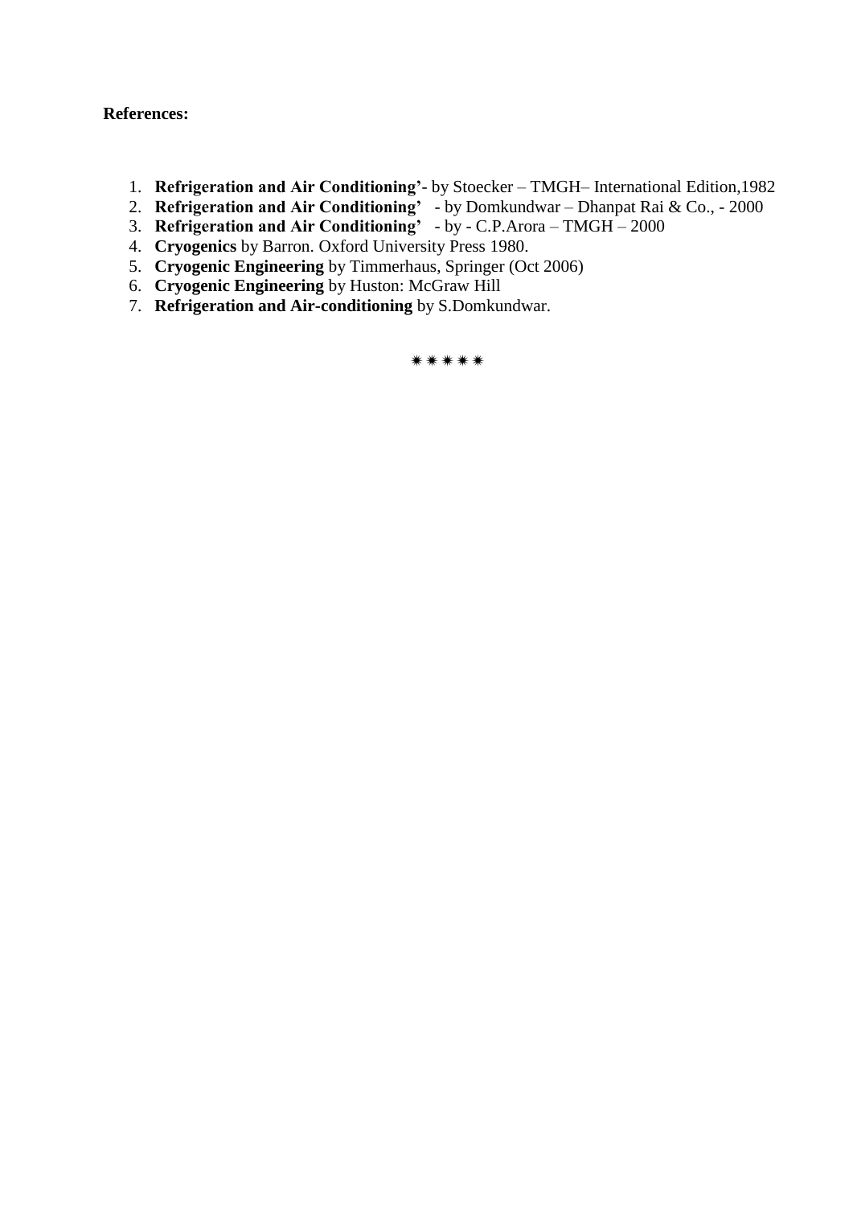**References:**

1. **Refrigeration and Air Conditioning'**- by Stoecker – TMGH– International Edition,1982
2. **Refrigeration and Air Conditioning'** - by Domkundwar – Dhanpat Rai & Co., - 2000
3. **Refrigeration and Air Conditioning'** - by - C.P.Arora – TMGH – 2000
4. **Cryogenics** by Barron. Oxford University Press 1980.
5. **Cryogenic Engineering** by Timmerhaus, Springer (Oct 2006)
6. **Cryogenic Engineering** by Huston: McGraw Hill
7. **Refrigeration and Air-conditioning** by S.Domkundwar.

✷✷✷✷✷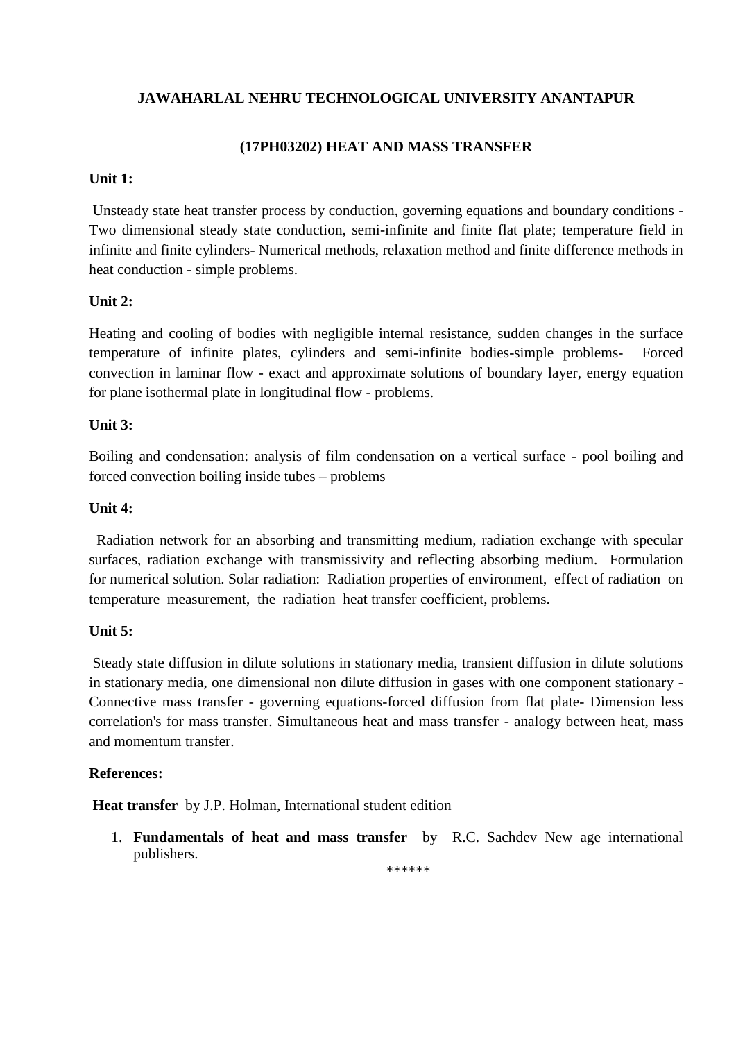**JAWAHARLAL NEHRU TECHNOLOGICAL UNIVERSITY ANANTAPUR**

**(17PH03202) HEAT AND MASS TRANSFER**

**Unit 1:**

Unsteady state heat transfer process by conduction, governing equations and boundary conditions - Two dimensional steady state conduction, semi-infinite and finite flat plate; temperature field in infinite and finite cylinders- Numerical methods, relaxation method and finite difference methods in heat conduction - simple problems.

**Unit 2:**

Heating and cooling of bodies with negligible internal resistance, sudden changes in the surface temperature of infinite plates, cylinders and semi-infinite bodies-simple problems- Forced convection in laminar flow - exact and approximate solutions of boundary layer, energy equation for plane isothermal plate in longitudinal flow - problems.

**Unit 3:**

Boiling and condensation: analysis of film condensation on a vertical surface - pool boiling and forced convection boiling inside tubes – problems

**Unit 4:**

Radiation network for an absorbing and transmitting medium, radiation exchange with specular surfaces, radiation exchange with transmissivity and reflecting absorbing medium. Formulation for numerical solution. Solar radiation: Radiation properties of environment, effect of radiation on temperature measurement, the radiation heat transfer coefficient, problems.

**Unit 5:**

Steady state diffusion in dilute solutions in stationary media, transient diffusion in dilute solutions in stationary media, one dimensional non dilute diffusion in gases with one component stationary - Connective mass transfer - governing equations-forced diffusion from flat plate- Dimension less correlation's for mass transfer. Simultaneous heat and mass transfer - analogy between heat, mass and momentum transfer.

**References:**

**Heat transfer** by J.P. Holman, International student edition

1. **Fundamentals of heat and mass transfer** by R.C. Sachdev New age international publishers.

******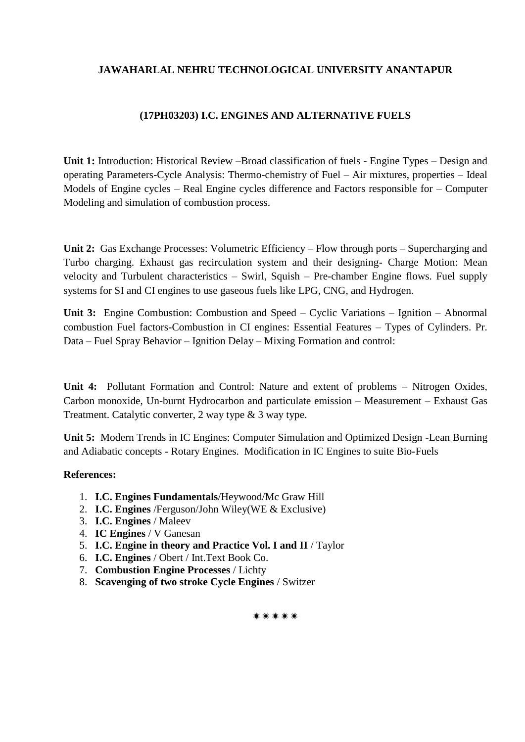**JAWAHARLAL NEHRU TECHNOLOGICAL UNIVERSITY ANANTAPUR**

**(17PH03203) I.C. ENGINES AND ALTERNATIVE FUELS**

**Unit 1:** Introduction: Historical Review –Broad classification of fuels - Engine Types – Design and operating Parameters-Cycle Analysis: Thermo-chemistry of Fuel – Air mixtures, properties – Ideal Models of Engine cycles – Real Engine cycles difference and Factors responsible for – Computer Modeling and simulation of combustion process.

**Unit 2:** Gas Exchange Processes: Volumetric Efficiency – Flow through ports – Supercharging and Turbo charging. Exhaust gas recirculation system and their designing- Charge Motion: Mean velocity and Turbulent characteristics – Swirl, Squish – Pre-chamber Engine flows. Fuel supply systems for SI and CI engines to use gaseous fuels like LPG, CNG, and Hydrogen.

**Unit 3:** Engine Combustion: Combustion and Speed – Cyclic Variations – Ignition – Abnormal combustion Fuel factors-Combustion in CI engines: Essential Features – Types of Cylinders. Pr. Data – Fuel Spray Behavior – Ignition Delay – Mixing Formation and control:

**Unit 4:** Pollutant Formation and Control: Nature and extent of problems – Nitrogen Oxides, Carbon monoxide, Un-burnt Hydrocarbon and particulate emission – Measurement – Exhaust Gas Treatment. Catalytic converter, 2 way type & 3 way type.

**Unit 5:** Modern Trends in IC Engines: Computer Simulation and Optimized Design -Lean Burning and Adiabatic concepts - Rotary Engines. Modification in IC Engines to suite Bio-Fuels

**References:**

1. **I.C. Engines Fundamentals**/Heywood/Mc Graw Hill
2. **I.C. Engines** /Ferguson/John Wiley(WE & Exclusive)
3. **I.C. Engines** / Maleev
4. **IC Engines** / V Ganesan
5. **I.C. Engine in theory and Practice Vol. I and II** / Taylor
6. **I.C. Engines** / Obert / Int.Text Book Co.
7. **Combustion Engine Processes** / Lichty
8. **Scavenging of two stroke Cycle Engines** / Switzer

✷✷✷✷✷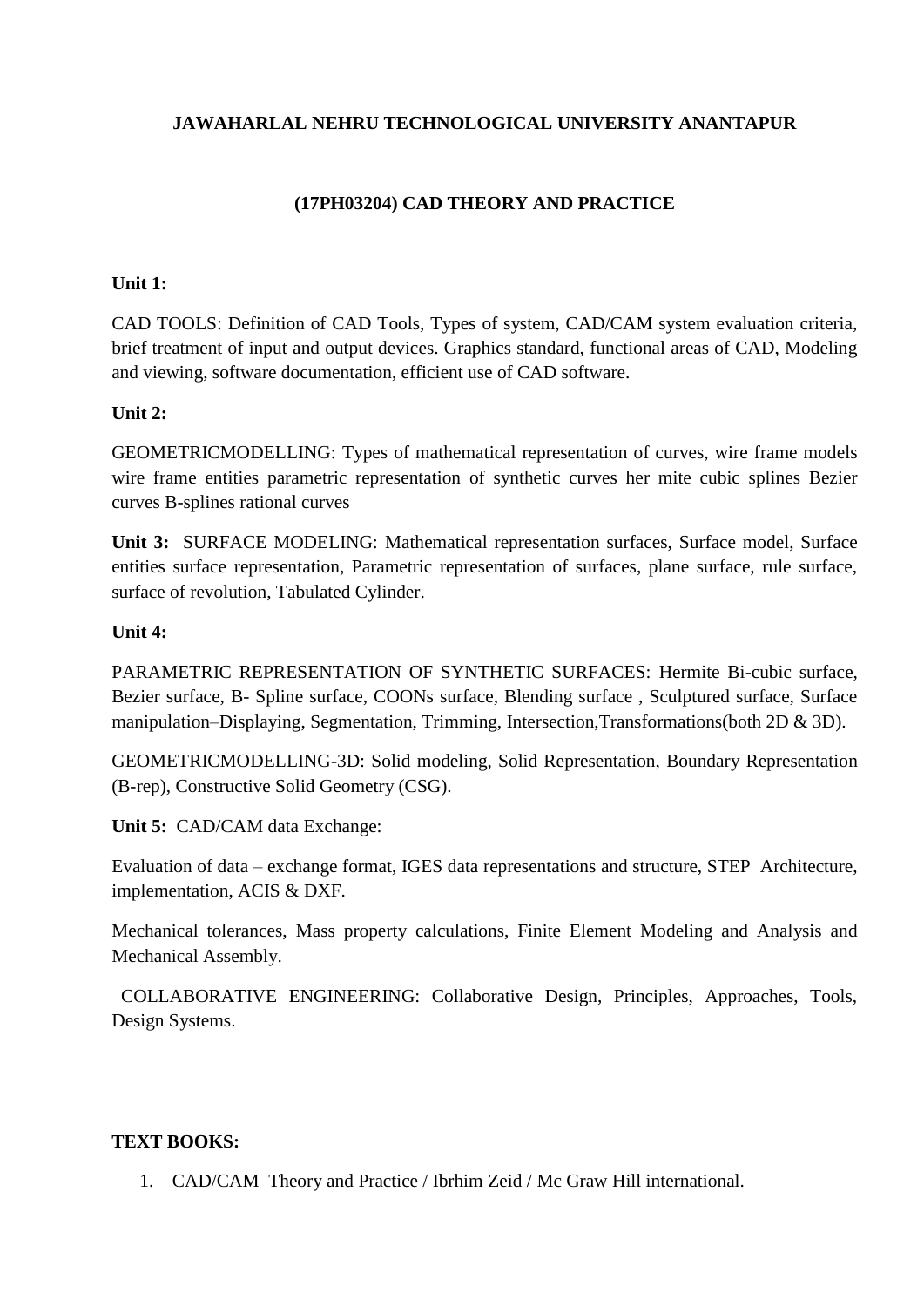**JAWAHARLAL NEHRU TECHNOLOGICAL UNIVERSITY ANANTAPUR**

**(17PH03204) CAD THEORY AND PRACTICE**

**Unit 1:**

CAD TOOLS: Definition of CAD Tools, Types of system, CAD/CAM system evaluation criteria, brief treatment of input and output devices. Graphics standard, functional areas of CAD, Modeling and viewing, software documentation, efficient use of CAD software.

**Unit 2:**

GEOMETRICMODELLING: Types of mathematical representation of curves, wire frame models wire frame entities parametric representation of synthetic curves her mite cubic splines Bezier curves B-splines rational curves

**Unit 3:** SURFACE MODELING: Mathematical representation surfaces, Surface model, Surface entities surface representation, Parametric representation of surfaces, plane surface, rule surface, surface of revolution, Tabulated Cylinder.

**Unit 4:**

PARAMETRIC REPRESENTATION OF SYNTHETIC SURFACES: Hermite Bi-cubic surface, Bezier surface, B- Spline surface, COONs surface, Blending surface , Sculptured surface, Surface manipulation–Displaying, Segmentation, Trimming, Intersection,Transformations(both 2D & 3D).

GEOMETRICMODELLING-3D: Solid modeling, Solid Representation, Boundary Representation (B-rep), Constructive Solid Geometry (CSG).

**Unit 5:** CAD/CAM data Exchange:

Evaluation of data – exchange format, IGES data representations and structure, STEP Architecture, implementation, ACIS & DXF.

Mechanical tolerances, Mass property calculations, Finite Element Modeling and Analysis and Mechanical Assembly.

COLLABORATIVE ENGINEERING: Collaborative Design, Principles, Approaches, Tools, Design Systems.

**TEXT BOOKS:**

1. CAD/CAM Theory and Practice / Ibrhim Zeid / Mc Graw Hill international.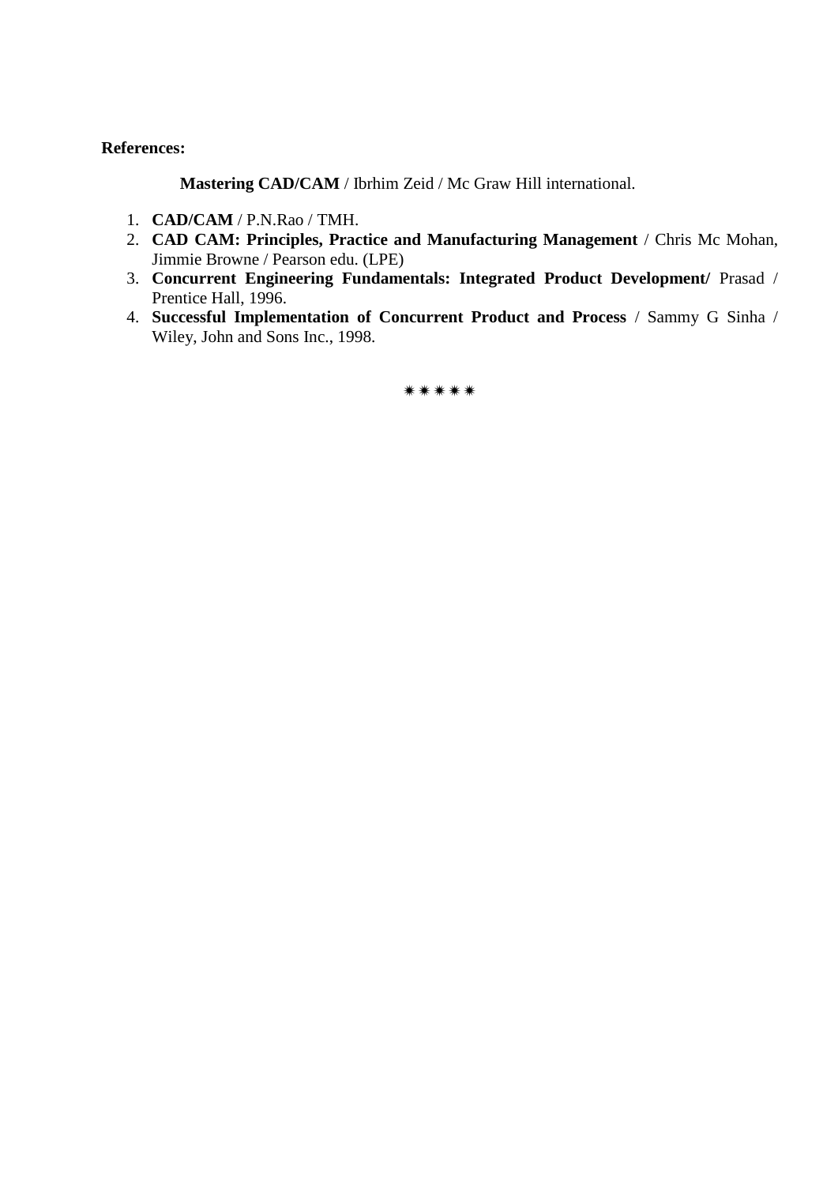**References:**

**Mastering CAD/CAM** / Ibrhim Zeid / Mc Graw Hill international.

1. **CAD/CAM** / P.N.Rao / TMH.
2. **CAD CAM: Principles, Practice and Manufacturing Management** / Chris Mc Mohan, Jimmie Browne / Pearson edu. (LPE)
3. **Concurrent Engineering Fundamentals: Integrated Product Development/** Prasad / Prentice Hall, 1996.
4. **Successful Implementation of Concurrent Product and Process** / Sammy G Sinha / Wiley, John and Sons Inc., 1998.

✷✷✷✷✷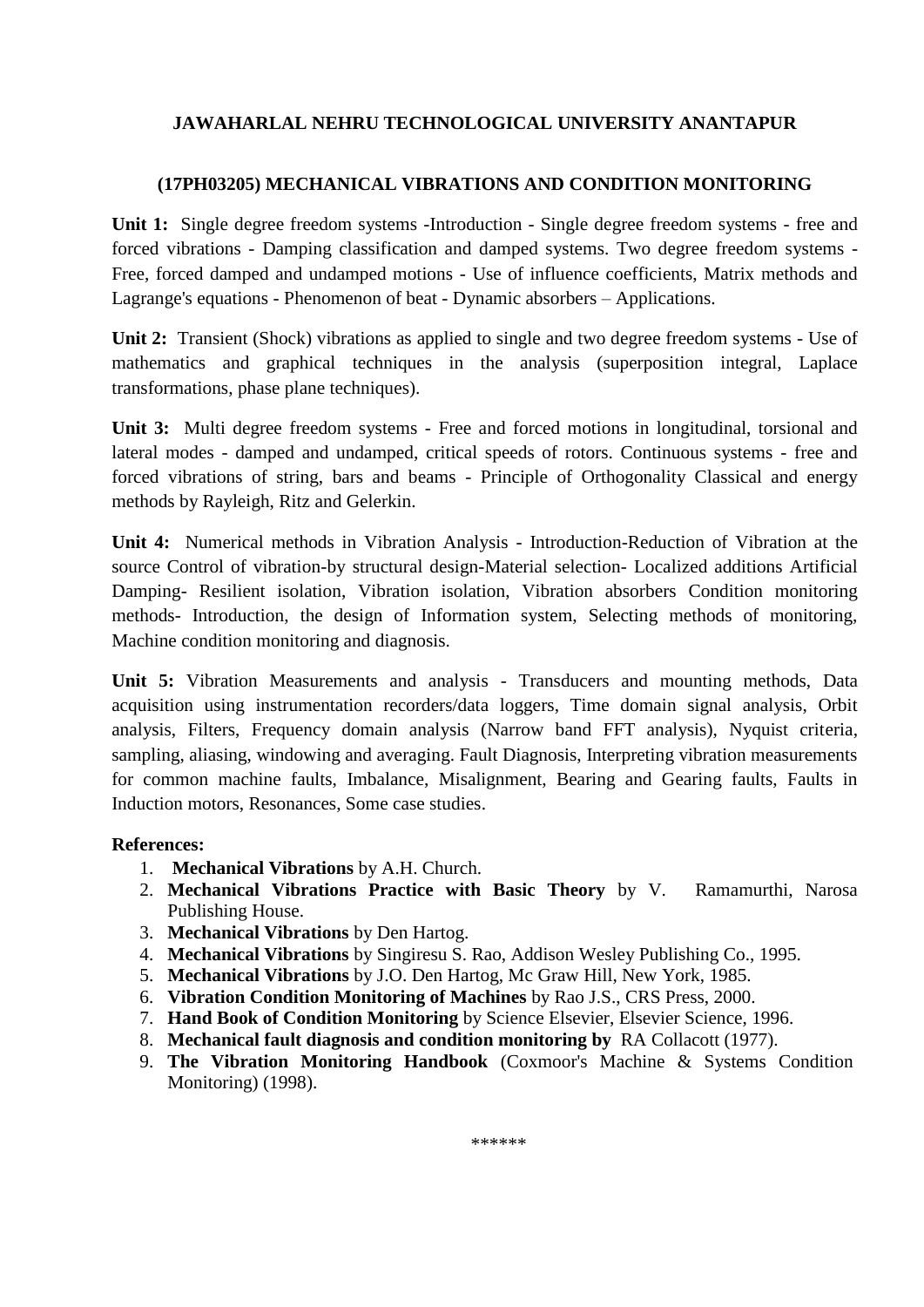## JAWAHARLAL NEHRU TECHNOLOGICAL UNIVERSITY ANANTAPUR

### (17PH03205) MECHANICAL VIBRATIONS AND CONDITION MONITORING

**Unit 1:** Single degree freedom systems -Introduction - Single degree freedom systems - free and forced vibrations - Damping classification and damped systems. Two degree freedom systems - Free, forced damped and undamped motions - Use of influence coefficients, Matrix methods and Lagrange's equations - Phenomenon of beat - Dynamic absorbers – Applications.

**Unit 2:** Transient (Shock) vibrations as applied to single and two degree freedom systems - Use of mathematics and graphical techniques in the analysis (superposition integral, Laplace transformations, phase plane techniques).

**Unit 3:** Multi degree freedom systems - Free and forced motions in longitudinal, torsional and lateral modes - damped and undamped, critical speeds of rotors. Continuous systems - free and forced vibrations of string, bars and beams - Principle of Orthogonality Classical and energy methods by Rayleigh, Ritz and Gelerkin.

**Unit 4:** Numerical methods in Vibration Analysis - Introduction-Reduction of Vibration at the source Control of vibration-by structural design-Material selection- Localized additions Artificial Damping- Resilient isolation, Vibration isolation, Vibration absorbers Condition monitoring methods- Introduction, the design of Information system, Selecting methods of monitoring, Machine condition monitoring and diagnosis.

**Unit 5:** Vibration Measurements and analysis - Transducers and mounting methods, Data acquisition using instrumentation recorders/data loggers, Time domain signal analysis, Orbit analysis, Filters, Frequency domain analysis (Narrow band FFT analysis), Nyquist criteria, sampling, aliasing, windowing and averaging. Fault Diagnosis, Interpreting vibration measurements for common machine faults, Imbalance, Misalignment, Bearing and Gearing faults, Faults in Induction motors, Resonances, Some case studies.

**References:**

1. **Mechanical Vibrations** by A.H. Church.
2. **Mechanical Vibrations Practice with Basic Theory** by V. Ramamurthi, Narosa Publishing House.
3. **Mechanical Vibrations** by Den Hartog.
4. **Mechanical Vibrations** by Singiresu S. Rao, Addison Wesley Publishing Co., 1995.
5. **Mechanical Vibrations** by J.O. Den Hartog, Mc Graw Hill, New York, 1985.
6. **Vibration Condition Monitoring of Machines** by Rao J.S., CRS Press, 2000.
7. **Hand Book of Condition Monitoring** by Science Elsevier, Elsevier Science, 1996.
8. **Mechanical fault diagnosis and condition monitoring by** RA Collacott (1977).
9. **The Vibration Monitoring Handbook** (Coxmoor's Machine & Systems Condition Monitoring) (1998).

******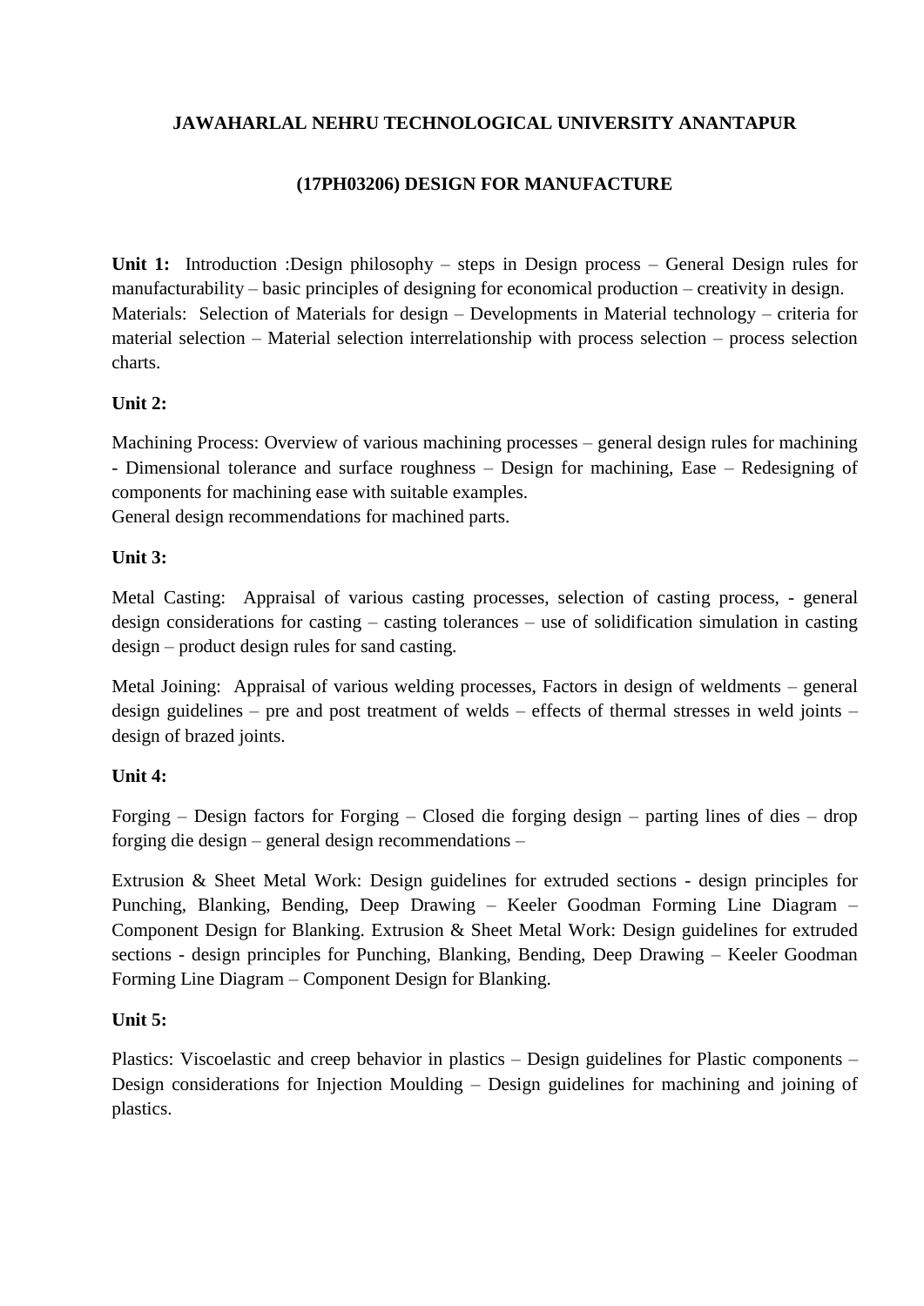**JAWAHARLAL NEHRU TECHNOLOGICAL UNIVERSITY ANANTAPUR**

**(17PH03206) DESIGN FOR MANUFACTURE**

**Unit 1:** Introduction :Design philosophy – steps in Design process – General Design rules for manufacturability – basic principles of designing for economical production – creativity in design.
Materials: Selection of Materials for design – Developments in Material technology – criteria for material selection – Material selection interrelationship with process selection – process selection charts.

**Unit 2:**

Machining Process: Overview of various machining processes – general design rules for machining - Dimensional tolerance and surface roughness – Design for machining, Ease – Redesigning of components for machining ease with suitable examples.
General design recommendations for machined parts.

**Unit 3:**

Metal Casting: Appraisal of various casting processes, selection of casting process, - general design considerations for casting – casting tolerances – use of solidification simulation in casting design – product design rules for sand casting.

Metal Joining: Appraisal of various welding processes, Factors in design of weldments – general design guidelines – pre and post treatment of welds – effects of thermal stresses in weld joints – design of brazed joints.

**Unit 4:**

Forging – Design factors for Forging – Closed die forging design – parting lines of dies – drop forging die design – general design recommendations –

Extrusion & Sheet Metal Work: Design guidelines for extruded sections - design principles for Punching, Blanking, Bending, Deep Drawing – Keeler Goodman Forming Line Diagram – Component Design for Blanking. Extrusion & Sheet Metal Work: Design guidelines for extruded sections - design principles for Punching, Blanking, Bending, Deep Drawing – Keeler Goodman Forming Line Diagram – Component Design for Blanking.

**Unit 5:**

Plastics: Viscoelastic and creep behavior in plastics – Design guidelines for Plastic components – Design considerations for Injection Moulding – Design guidelines for machining and joining of plastics.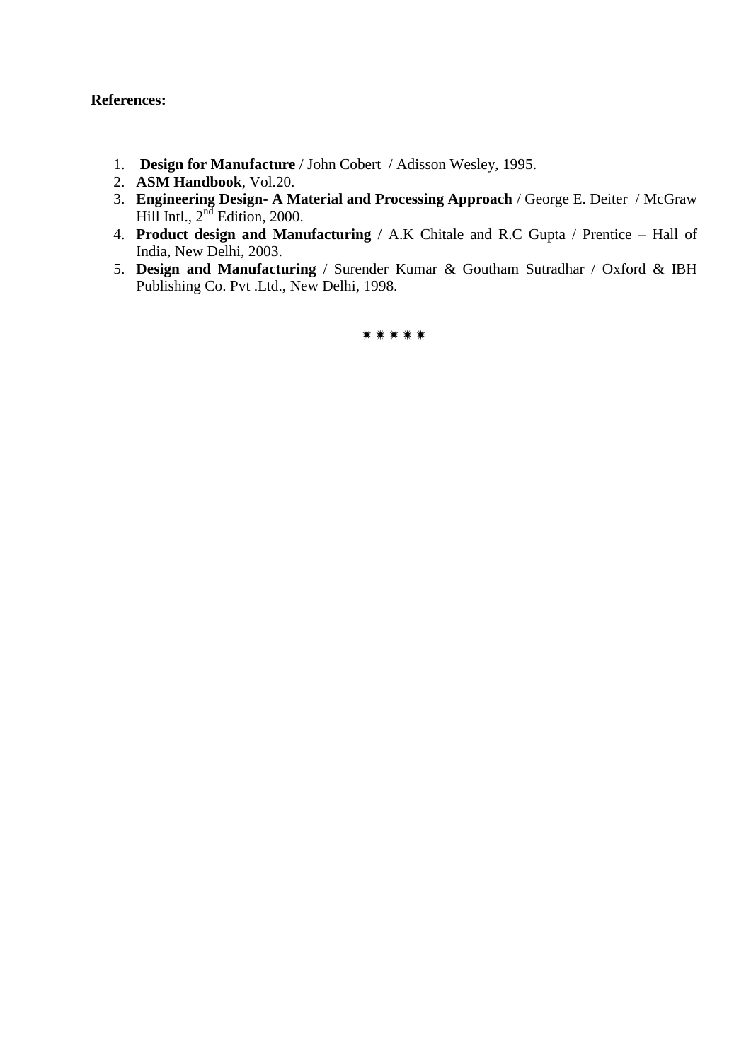**References:**

1. **Design for Manufacture** / John Cobert / Adisson Wesley, 1995.
2. **ASM Handbook**, Vol.20.
3. **Engineering Design- A Material and Processing Approach** / George E. Deiter / McGraw Hill Intl., 2nd Edition, 2000.
4. **Product design and Manufacturing** / A.K Chitale and R.C Gupta / Prentice – Hall of India, New Delhi, 2003.
5. **Design and Manufacturing** / Surender Kumar & Goutham Sutradhar / Oxford & IBH Publishing Co. Pvt .Ltd., New Delhi, 1998.

✷✷✷✷✷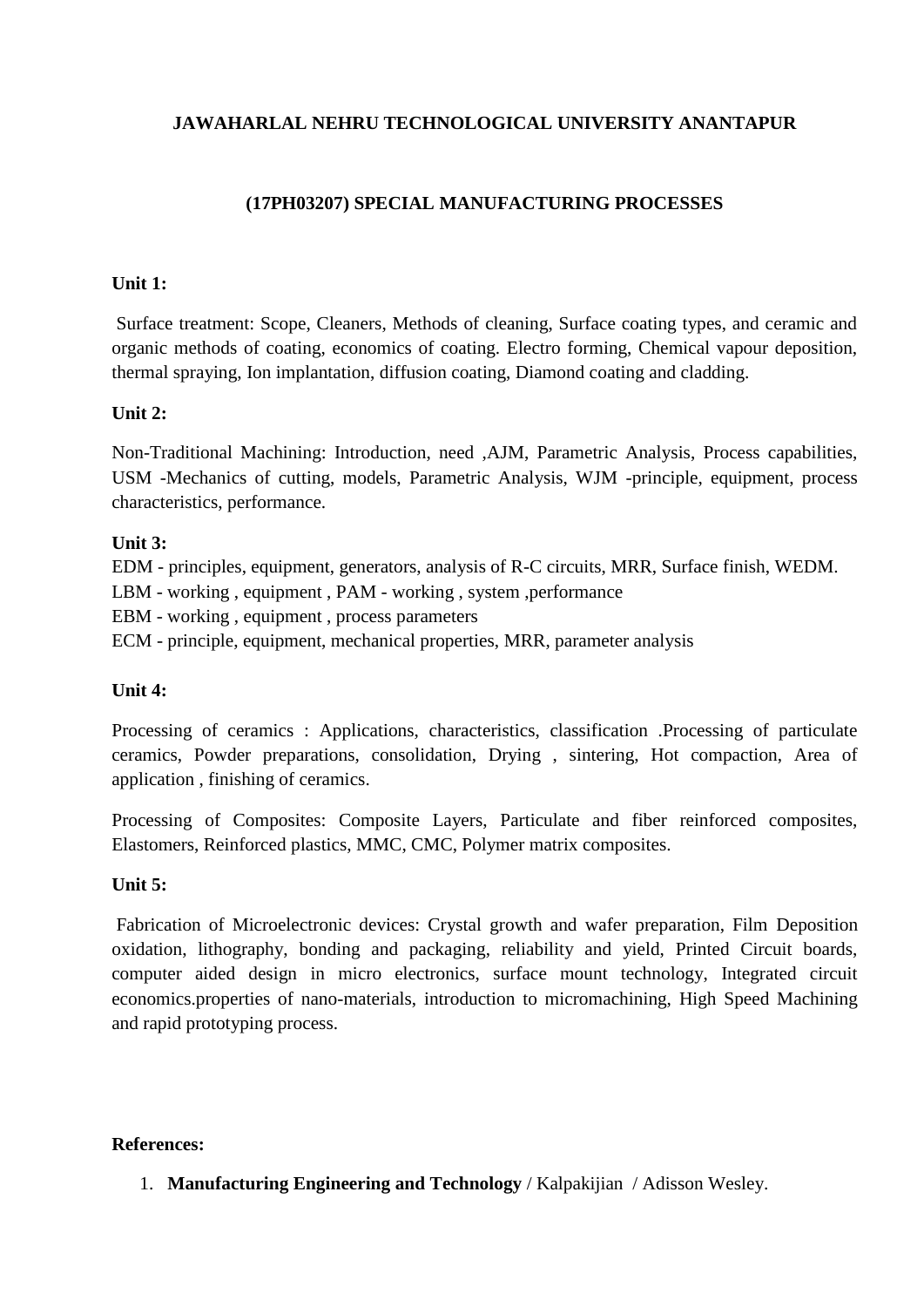**JAWAHARLAL NEHRU TECHNOLOGICAL UNIVERSITY ANANTAPUR**

**(17PH03207) SPECIAL MANUFACTURING PROCESSES**

**Unit 1:**

Surface treatment: Scope, Cleaners, Methods of cleaning, Surface coating types, and ceramic and organic methods of coating, economics of coating. Electro forming, Chemical vapour deposition, thermal spraying, Ion implantation, diffusion coating, Diamond coating and cladding.

**Unit 2:**

Non-Traditional Machining: Introduction, need ,AJM, Parametric Analysis, Process capabilities, USM -Mechanics of cutting, models, Parametric Analysis, WJM -principle, equipment, process characteristics, performance.

**Unit 3:**

EDM - principles, equipment, generators, analysis of R-C circuits, MRR, Surface finish, WEDM.
LBM - working , equipment , PAM - working , system ,performance
EBM - working , equipment , process parameters
ECM - principle, equipment, mechanical properties, MRR, parameter analysis

**Unit 4:**

Processing of ceramics : Applications, characteristics, classification .Processing of particulate ceramics, Powder preparations, consolidation, Drying , sintering, Hot compaction, Area of application , finishing of ceramics.

Processing of Composites: Composite Layers, Particulate and fiber reinforced composites, Elastomers, Reinforced plastics, MMC, CMC, Polymer matrix composites.

**Unit 5:**

Fabrication of Microelectronic devices: Crystal growth and wafer preparation, Film Deposition oxidation, lithography, bonding and packaging, reliability and yield, Printed Circuit boards, computer aided design in micro electronics, surface mount technology, Integrated circuit economics.properties of nano-materials, introduction to micromachining, High Speed Machining and rapid prototyping process.

**References:**

1. **Manufacturing Engineering and Technology** / Kalpakijian / Adisson Wesley.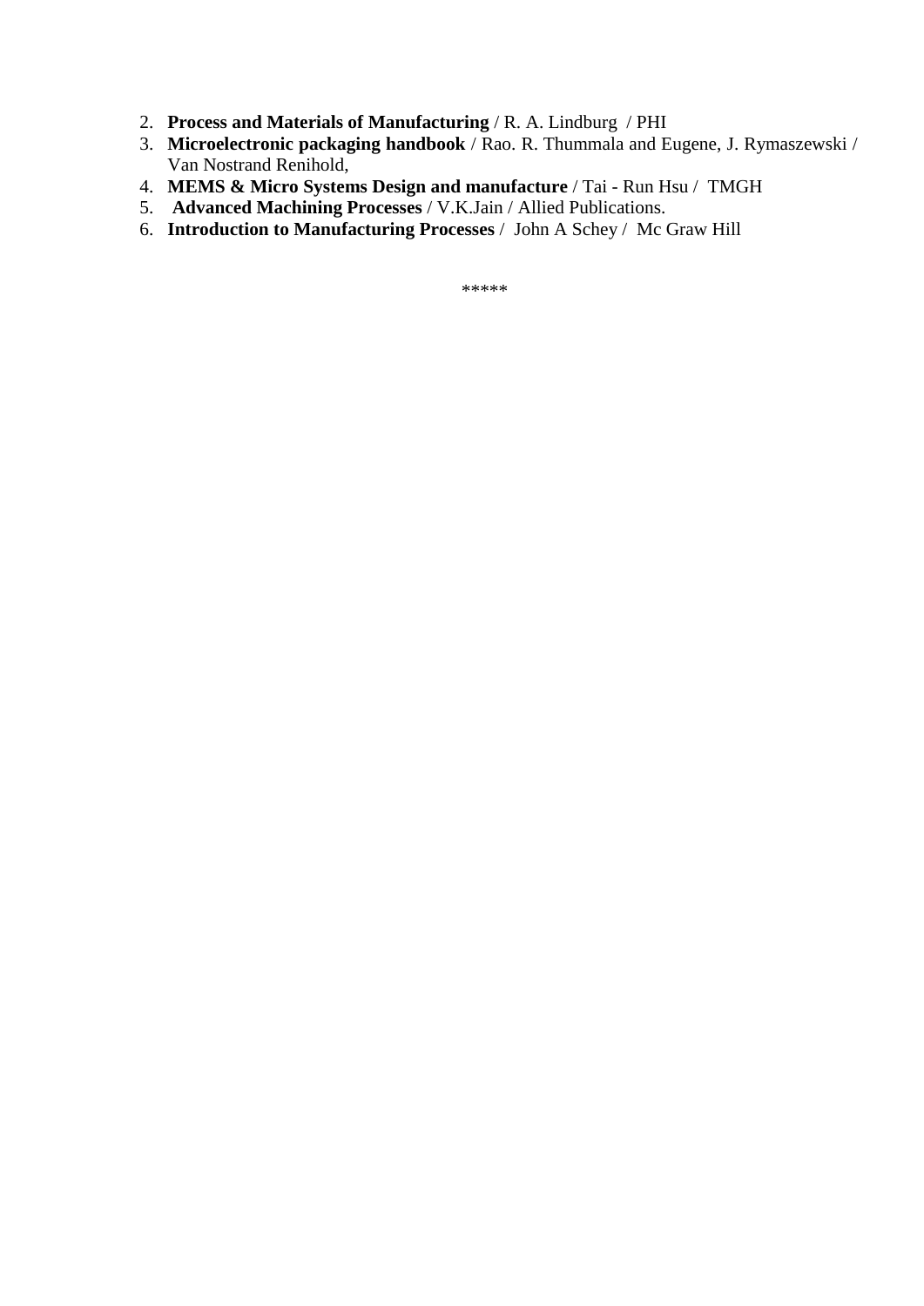2. **Process and Materials of Manufacturing** / R. A. Lindburg / PHI
3. **Microelectronic packaging handbook** / Rao. R. Thummala and Eugene, J. Rymaszewski / Van Nostrand Renihold,
4. **MEMS & Micro Systems Design and manufacture** / Tai - Run Hsu / TMGH
5. **Advanced Machining Processes** / V.K.Jain / Allied Publications.
6. **Introduction to Manufacturing Processes** / John A Schey / Mc Graw Hill

*****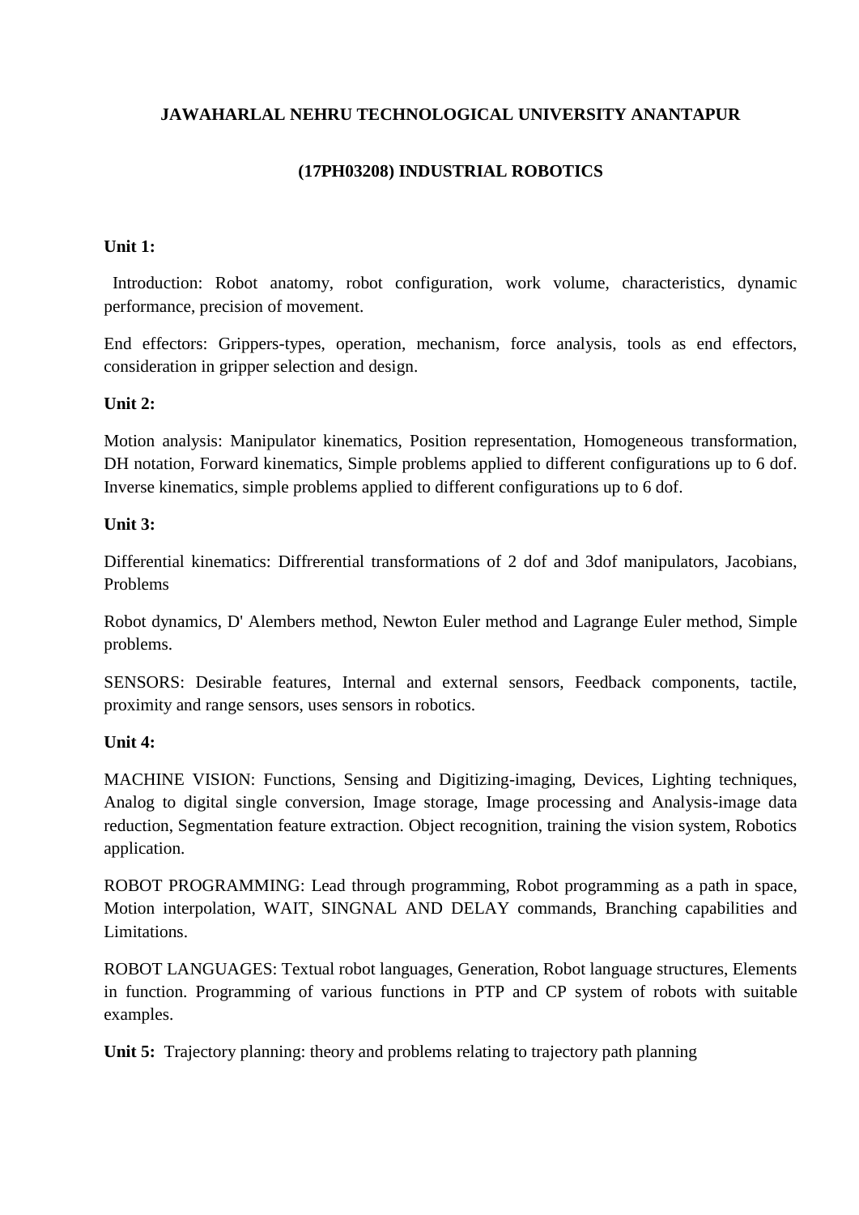**JAWAHARLAL NEHRU TECHNOLOGICAL UNIVERSITY ANANTAPUR**

**(17PH03208) INDUSTRIAL ROBOTICS**

**Unit 1:**

Introduction: Robot anatomy, robot configuration, work volume, characteristics, dynamic performance, precision of movement.

End effectors: Grippers-types, operation, mechanism, force analysis, tools as end effectors, consideration in gripper selection and design.

**Unit 2:**

Motion analysis: Manipulator kinematics, Position representation, Homogeneous transformation, DH notation, Forward kinematics, Simple problems applied to different configurations up to 6 dof. Inverse kinematics, simple problems applied to different configurations up to 6 dof.

**Unit 3:**

Differential kinematics: Diffrerential transformations of 2 dof and 3dof manipulators, Jacobians, Problems

Robot dynamics, D' Alembers method, Newton Euler method and Lagrange Euler method, Simple problems.

SENSORS: Desirable features, Internal and external sensors, Feedback components, tactile, proximity and range sensors, uses sensors in robotics.

**Unit 4:**

MACHINE VISION: Functions, Sensing and Digitizing-imaging, Devices, Lighting techniques, Analog to digital single conversion, Image storage, Image processing and Analysis-image data reduction, Segmentation feature extraction. Object recognition, training the vision system, Robotics application.

ROBOT PROGRAMMING: Lead through programming, Robot programming as a path in space, Motion interpolation, WAIT, SINGNAL AND DELAY commands, Branching capabilities and Limitations.

ROBOT LANGUAGES: Textual robot languages, Generation, Robot language structures, Elements in function. Programming of various functions in PTP and CP system of robots with suitable examples.

**Unit 5:** Trajectory planning: theory and problems relating to trajectory path planning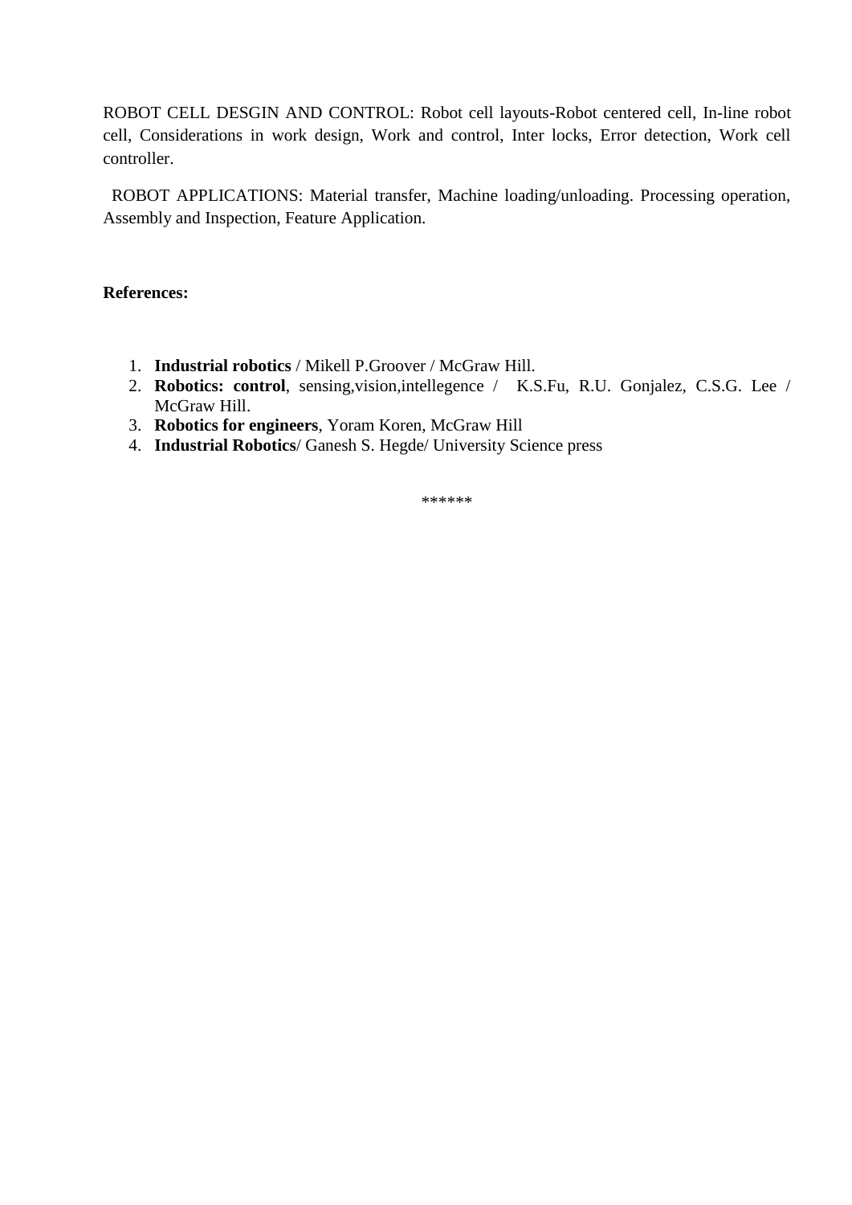ROBOT CELL DESGIN AND CONTROL: Robot cell layouts-Robot centered cell, In-line robot cell, Considerations in work design, Work and control, Inter locks, Error detection, Work cell controller.

ROBOT APPLICATIONS: Material transfer, Machine loading/unloading. Processing operation, Assembly and Inspection, Feature Application.

**References:**

1. **Industrial robotics** / Mikell P.Groover / McGraw Hill.
2. **Robotics: control**, sensing,vision,intellegence / K.S.Fu, R.U. Gonjalez, C.S.G. Lee / McGraw Hill.
3. **Robotics for engineers**, Yoram Koren, McGraw Hill
4. **Industrial Robotics**/ Ganesh S. Hegde/ University Science press

******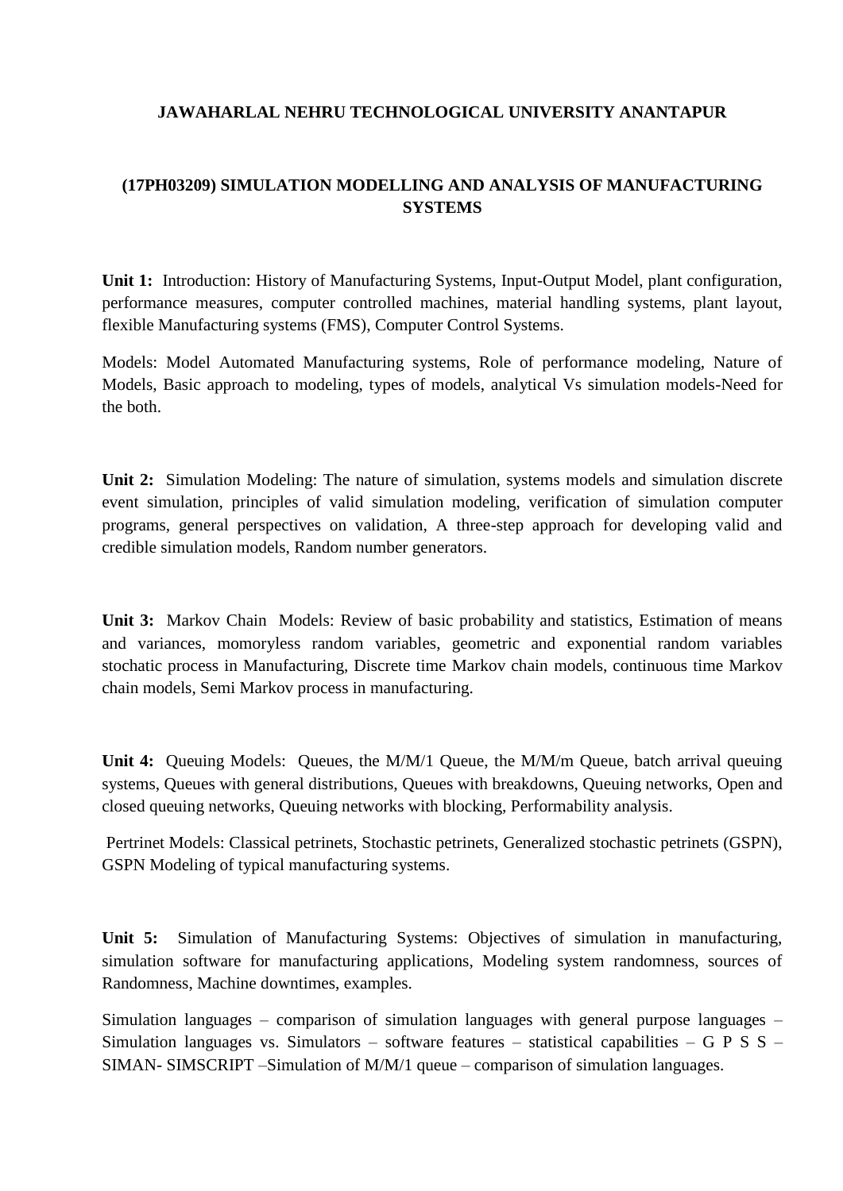**JAWAHARLAL NEHRU TECHNOLOGICAL UNIVERSITY ANANTAPUR**

**(17PH03209) SIMULATION MODELLING AND ANALYSIS OF MANUFACTURING SYSTEMS**

**Unit 1:** Introduction: History of Manufacturing Systems, Input-Output Model, plant configuration, performance measures, computer controlled machines, material handling systems, plant layout, flexible Manufacturing systems (FMS), Computer Control Systems.

Models: Model Automated Manufacturing systems, Role of performance modeling, Nature of Models, Basic approach to modeling, types of models, analytical Vs simulation models-Need for the both.

**Unit 2:** Simulation Modeling: The nature of simulation, systems models and simulation discrete event simulation, principles of valid simulation modeling, verification of simulation computer programs, general perspectives on validation, A three-step approach for developing valid and credible simulation models, Random number generators.

**Unit 3:** Markov Chain Models: Review of basic probability and statistics, Estimation of means and variances, momoryless random variables, geometric and exponential random variables stochatic process in Manufacturing, Discrete time Markov chain models, continuous time Markov chain models, Semi Markov process in manufacturing.

**Unit 4:** Queuing Models: Queues, the M/M/1 Queue, the M/M/m Queue, batch arrival queuing systems, Queues with general distributions, Queues with breakdowns, Queuing networks, Open and closed queuing networks, Queuing networks with blocking, Performability analysis.

Pertrinet Models: Classical petrinets, Stochastic petrinets, Generalized stochastic petrinets (GSPN), GSPN Modeling of typical manufacturing systems.

**Unit 5:** Simulation of Manufacturing Systems: Objectives of simulation in manufacturing, simulation software for manufacturing applications, Modeling system randomness, sources of Randomness, Machine downtimes, examples.

Simulation languages – comparison of simulation languages with general purpose languages – Simulation languages vs. Simulators – software features – statistical capabilities – G P S S – SIMAN- SIMSCRIPT –Simulation of M/M/1 queue – comparison of simulation languages.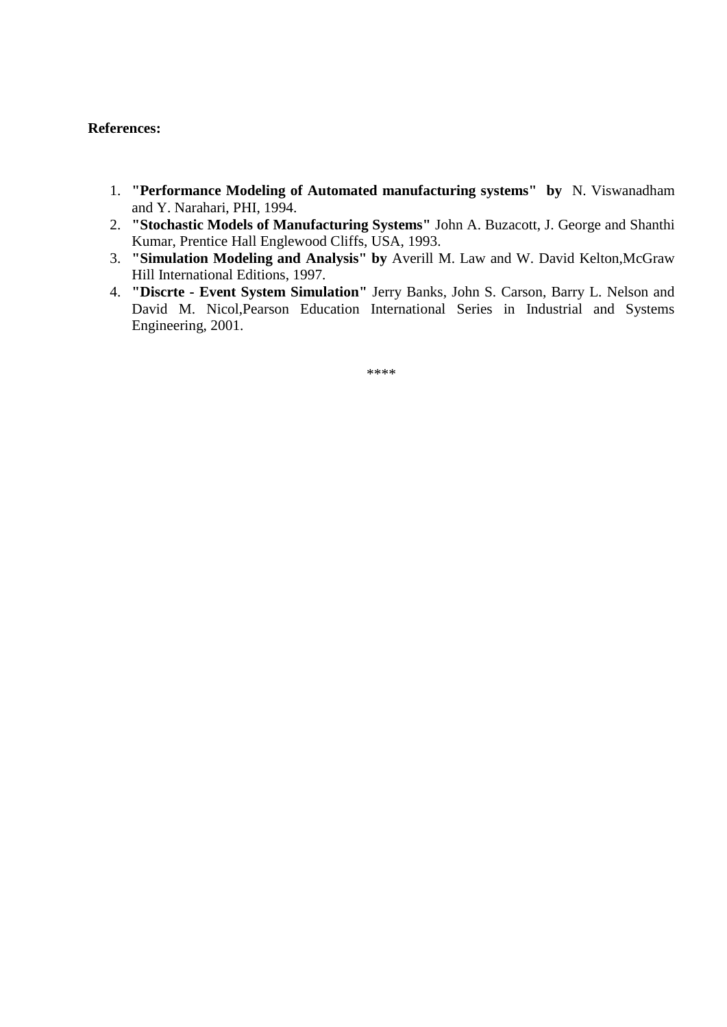**References:**

1. **"Performance Modeling of Automated manufacturing systems" by** N. Viswanadham and Y. Narahari, PHI, 1994.
2. **"Stochastic Models of Manufacturing Systems"** John A. Buzacott, J. George and Shanthi Kumar, Prentice Hall Englewood Cliffs, USA, 1993.
3. **"Simulation Modeling and Analysis" by** Averill M. Law and W. David Kelton,McGraw Hill International Editions, 1997.
4. **"Discrte - Event System Simulation"** Jerry Banks, John S. Carson, Barry L. Nelson and David M. Nicol,Pearson Education International Series in Industrial and Systems Engineering, 2001.

****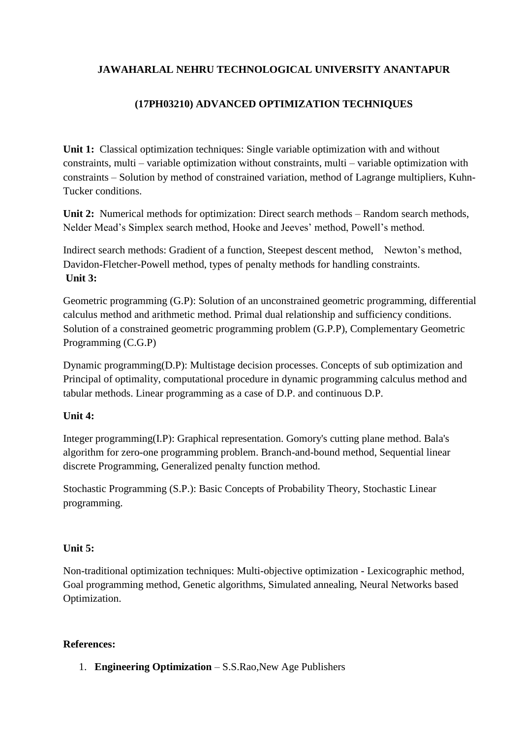**JAWAHARLAL NEHRU TECHNOLOGICAL UNIVERSITY ANANTAPUR**

**(17PH03210) ADVANCED OPTIMIZATION TECHNIQUES**

**Unit 1:** Classical optimization techniques: Single variable optimization with and without constraints, multi – variable optimization without constraints, multi – variable optimization with constraints – Solution by method of constrained variation, method of Lagrange multipliers, Kuhn-Tucker conditions.

**Unit 2:** Numerical methods for optimization: Direct search methods – Random search methods, Nelder Mead's Simplex search method, Hooke and Jeeves' method, Powell's method.

Indirect search methods: Gradient of a function, Steepest descent method, Newton's method, Davidon-Fletcher-Powell method, types of penalty methods for handling constraints.

**Unit 3:**

Geometric programming (G.P): Solution of an unconstrained geometric programming, differential calculus method and arithmetic method. Primal dual relationship and sufficiency conditions. Solution of a constrained geometric programming problem (G.P.P), Complementary Geometric Programming (C.G.P)

Dynamic programming(D.P): Multistage decision processes. Concepts of sub optimization and Principal of optimality, computational procedure in dynamic programming calculus method and tabular methods. Linear programming as a case of D.P. and continuous D.P.

**Unit 4:**

Integer programming(I.P): Graphical representation. Gomory's cutting plane method. Bala's algorithm for zero-one programming problem. Branch-and-bound method, Sequential linear discrete Programming, Generalized penalty function method.

Stochastic Programming (S.P.): Basic Concepts of Probability Theory, Stochastic Linear programming.

**Unit 5:**

Non-traditional optimization techniques: Multi-objective optimization - Lexicographic method, Goal programming method, Genetic algorithms, Simulated annealing, Neural Networks based Optimization.

**References:**

1. **Engineering Optimization** – S.S.Rao,New Age Publishers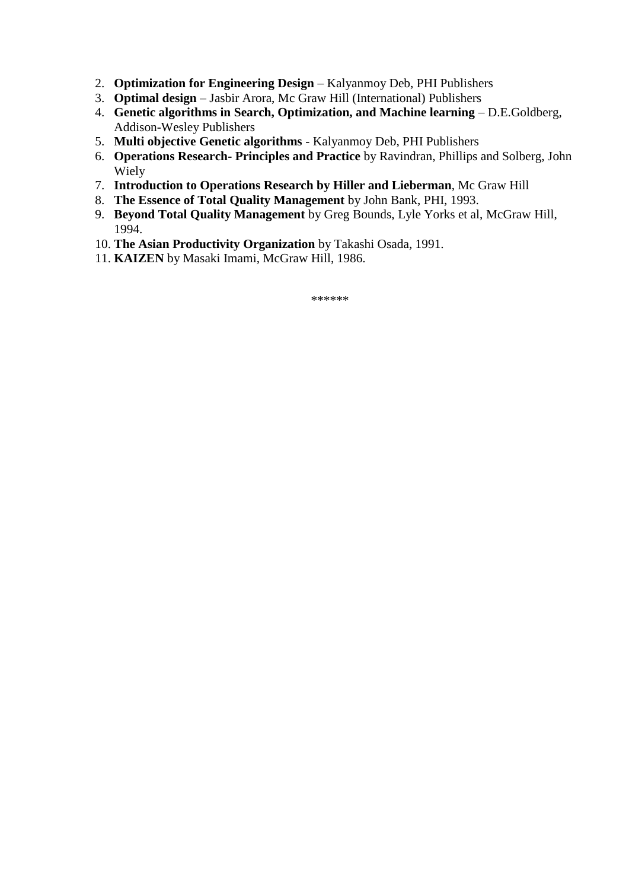2. **Optimization for Engineering Design** – Kalyanmoy Deb, PHI Publishers
3. **Optimal design** – Jasbir Arora, Mc Graw Hill (International) Publishers
4. **Genetic algorithms in Search, Optimization, and Machine learning** – D.E.Goldberg, Addison-Wesley Publishers
5. **Multi objective Genetic algorithms** - Kalyanmoy Deb, PHI Publishers
6. **Operations Research- Principles and Practice** by Ravindran, Phillips and Solberg, John Wiely
7. **Introduction to Operations Research by Hiller and Lieberman**, Mc Graw Hill
8. **The Essence of Total Quality Management** by John Bank, PHI, 1993.
9. **Beyond Total Quality Management** by Greg Bounds, Lyle Yorks et al, McGraw Hill, 1994.
10. **The Asian Productivity Organization** by Takashi Osada, 1991.
11. **KAIZEN** by Masaki Imami, McGraw Hill, 1986.

******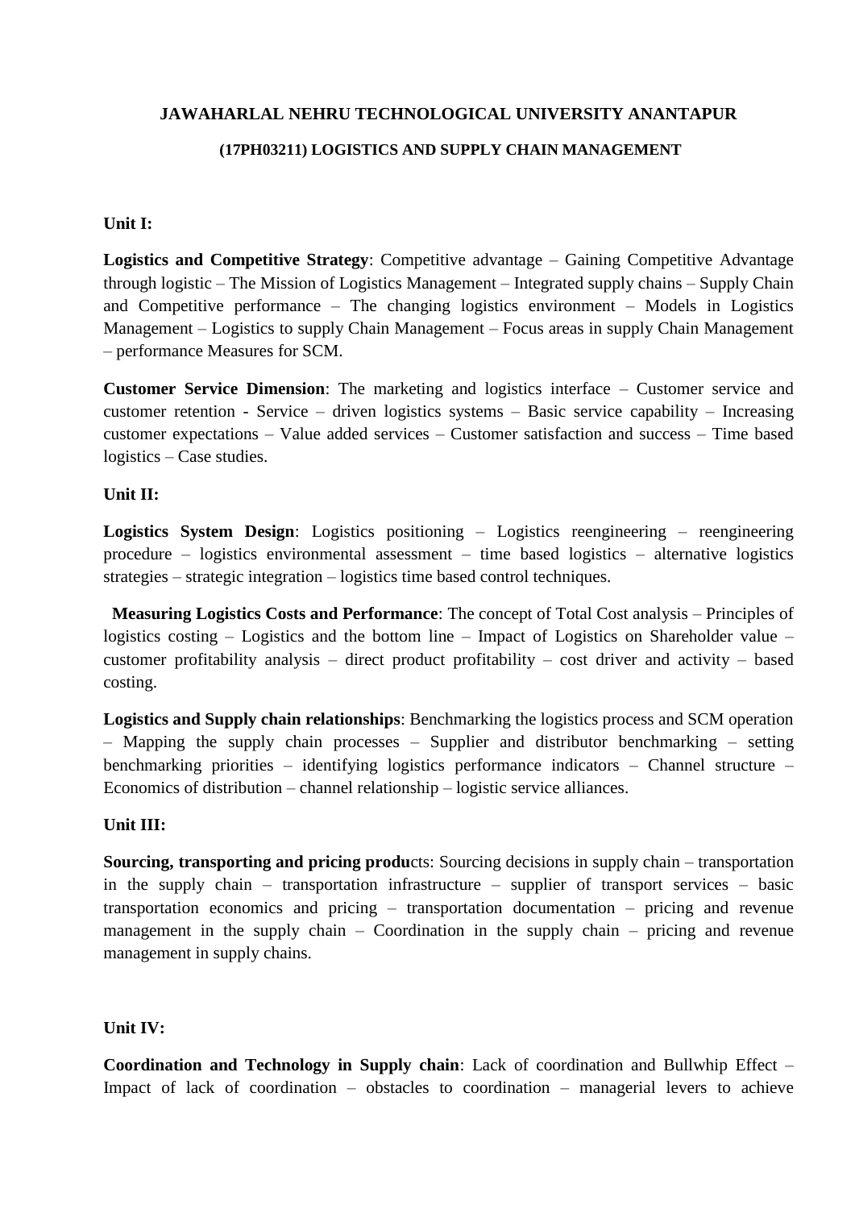**JAWAHARLAL NEHRU TECHNOLOGICAL UNIVERSITY ANANTAPUR**

**(17PH03211) LOGISTICS AND SUPPLY CHAIN MANAGEMENT**

**Unit I:**

**Logistics and Competitive Strategy**: Competitive advantage – Gaining Competitive Advantage through logistic – The Mission of Logistics Management – Integrated supply chains – Supply Chain and Competitive performance – The changing logistics environment – Models in Logistics Management – Logistics to supply Chain Management – Focus areas in supply Chain Management – performance Measures for SCM.

**Customer Service Dimension**: The marketing and logistics interface – Customer service and customer retention - Service – driven logistics systems – Basic service capability – Increasing customer expectations – Value added services – Customer satisfaction and success – Time based logistics – Case studies.

**Unit II:**

**Logistics System Design**: Logistics positioning – Logistics reengineering – reengineering procedure – logistics environmental assessment – time based logistics – alternative logistics strategies – strategic integration – logistics time based control techniques.

**Measuring Logistics Costs and Performance**: The concept of Total Cost analysis – Principles of logistics costing – Logistics and the bottom line – Impact of Logistics on Shareholder value – customer profitability analysis – direct product profitability – cost driver and activity – based costing.

**Logistics and Supply chain relationships**: Benchmarking the logistics process and SCM operation – Mapping the supply chain processes – Supplier and distributor benchmarking – setting benchmarking priorities – identifying logistics performance indicators – Channel structure – Economics of distribution – channel relationship – logistic service alliances.

**Unit III:**

**Sourcing, transporting and pricing produ**cts: Sourcing decisions in supply chain – transportation in the supply chain – transportation infrastructure – supplier of transport services – basic transportation economics and pricing – transportation documentation – pricing and revenue management in the supply chain – Coordination in the supply chain – pricing and revenue management in supply chains.

**Unit IV:**

**Coordination and Technology in Supply chain**: Lack of coordination and Bullwhip Effect – Impact of lack of coordination – obstacles to coordination – managerial levers to achieve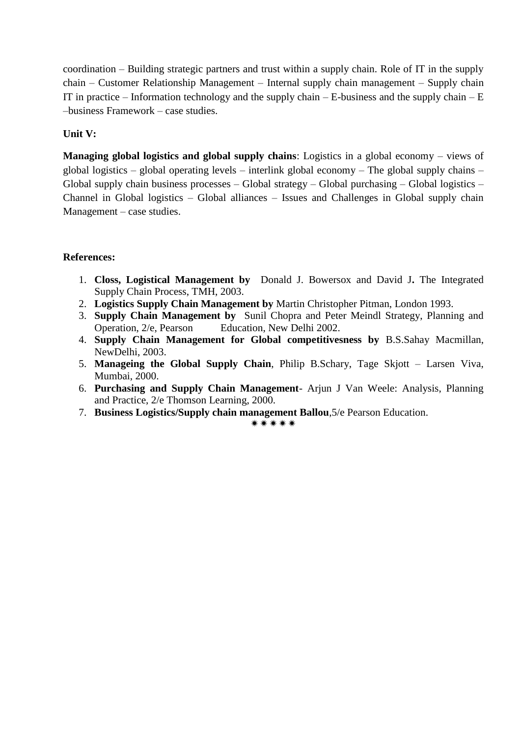coordination – Building strategic partners and trust within a supply chain. Role of IT in the supply chain – Customer Relationship Management – Internal supply chain management – Supply chain IT in practice – Information technology and the supply chain – E-business and the supply chain – E –business Framework – case studies.

**Unit V:**

**Managing global logistics and global supply chains**: Logistics in a global economy – views of global logistics – global operating levels – interlink global economy – The global supply chains – Global supply chain business processes – Global strategy – Global purchasing – Global logistics – Channel in Global logistics – Global alliances – Issues and Challenges in Global supply chain Management – case studies.

**References:**

1. **Closs, Logistical Management by** Donald J. Bowersox and David J**.** The Integrated Supply Chain Process, TMH, 2003.
2. **Logistics Supply Chain Management by** Martin Christopher Pitman, London 1993.
3. **Supply Chain Management by** Sunil Chopra and Peter Meindl Strategy, Planning and Operation, 2/e, Pearson Education, New Delhi 2002.
4. **Supply Chain Management for Global competitivesness by** B.S.Sahay Macmillan, NewDelhi, 2003.
5. **Manageing the Global Supply Chain**, Philip B.Schary, Tage Skjott – Larsen Viva, Mumbai, 2000.
6. **Purchasing and Supply Chain Management**- Arjun J Van Weele: Analysis, Planning and Practice, 2/e Thomson Learning, 2000.
7. **Business Logistics/Supply chain management Ballou**,5/e Pearson Education.

✷✷✷✷✷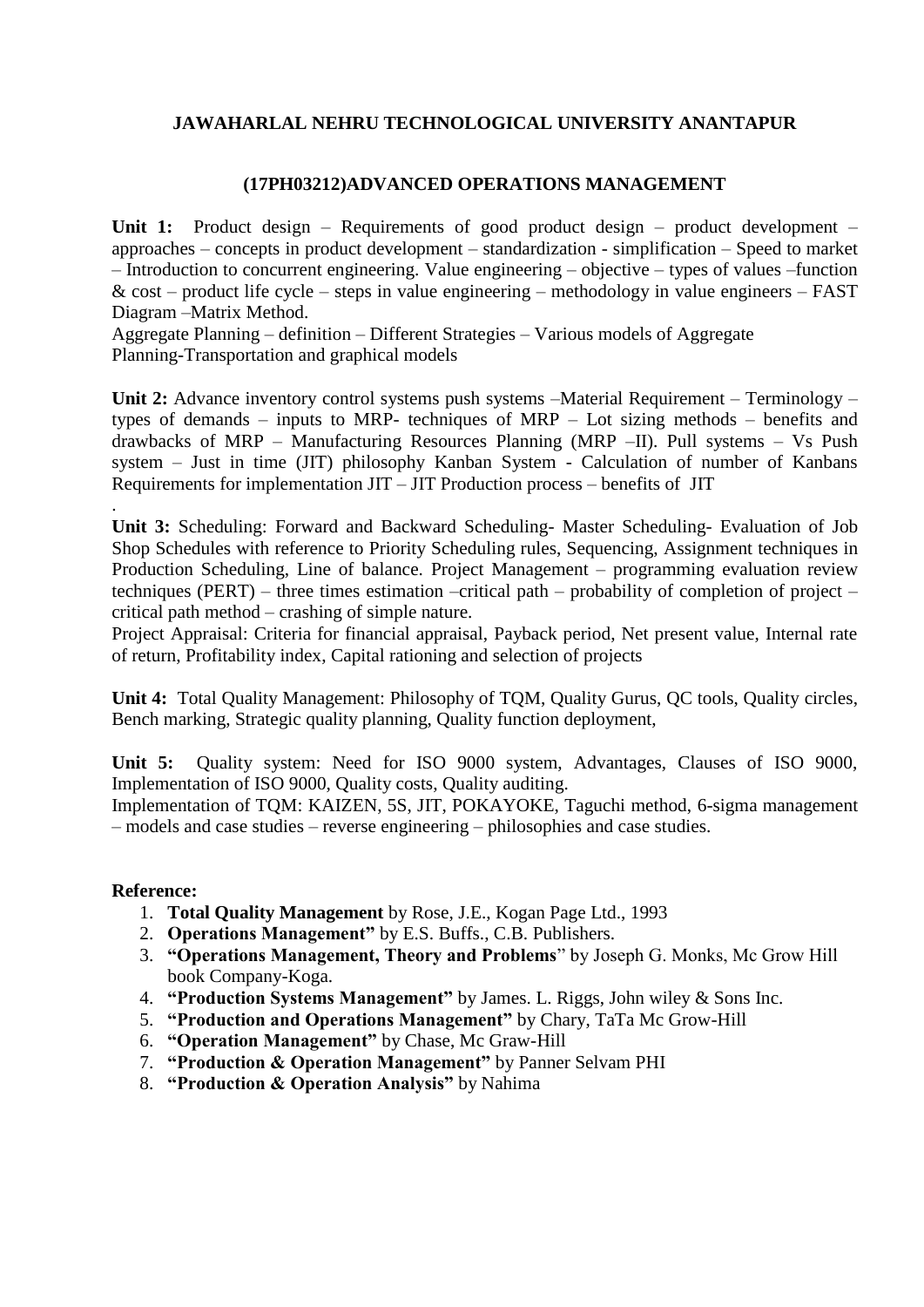**JAWAHARLAL NEHRU TECHNOLOGICAL UNIVERSITY ANANTAPUR**

**(17PH03212)ADVANCED OPERATIONS MANAGEMENT**

**Unit 1:** Product design – Requirements of good product design – product development – approaches – concepts in product development – standardization - simplification – Speed to market – Introduction to concurrent engineering. Value engineering – objective – types of values –function & cost – product life cycle – steps in value engineering – methodology in value engineers – FAST Diagram –Matrix Method.
Aggregate Planning – definition – Different Strategies – Various models of Aggregate Planning-Transportation and graphical models

**Unit 2:** Advance inventory control systems push systems –Material Requirement – Terminology – types of demands – inputs to MRP- techniques of MRP – Lot sizing methods – benefits and drawbacks of MRP – Manufacturing Resources Planning (MRP –II). Pull systems – Vs Push system – Just in time (JIT) philosophy Kanban System - Calculation of number of Kanbans Requirements for implementation JIT – JIT Production process – benefits of JIT

.

**Unit 3:** Scheduling: Forward and Backward Scheduling- Master Scheduling- Evaluation of Job Shop Schedules with reference to Priority Scheduling rules, Sequencing, Assignment techniques in Production Scheduling, Line of balance. Project Management – programming evaluation review techniques (PERT) – three times estimation –critical path – probability of completion of project – critical path method – crashing of simple nature.
Project Appraisal: Criteria for financial appraisal, Payback period, Net present value, Internal rate of return, Profitability index, Capital rationing and selection of projects

**Unit 4:** Total Quality Management: Philosophy of TQM, Quality Gurus, QC tools, Quality circles, Bench marking, Strategic quality planning, Quality function deployment,

**Unit 5:** Quality system: Need for ISO 9000 system, Advantages, Clauses of ISO 9000, Implementation of ISO 9000, Quality costs, Quality auditing.
Implementation of TQM: KAIZEN, 5S, JIT, POKAYOKE, Taguchi method, 6-sigma management – models and case studies – reverse engineering – philosophies and case studies.

**Reference:**

1. **Total Quality Management** by Rose, J.E., Kogan Page Ltd., 1993
2. **Operations Management"** by E.S. Buffs., C.B. Publishers.
3. **"Operations Management, Theory and Problems**" by Joseph G. Monks, Mc Grow Hill book Company-Koga.
4. **"Production Systems Management"** by James. L. Riggs, John wiley & Sons Inc.
5. **"Production and Operations Management"** by Chary, TaTa Mc Grow-Hill
6. **"Operation Management"** by Chase, Mc Graw-Hill
7. **"Production & Operation Management"** by Panner Selvam PHI
8. **"Production & Operation Analysis"** by Nahima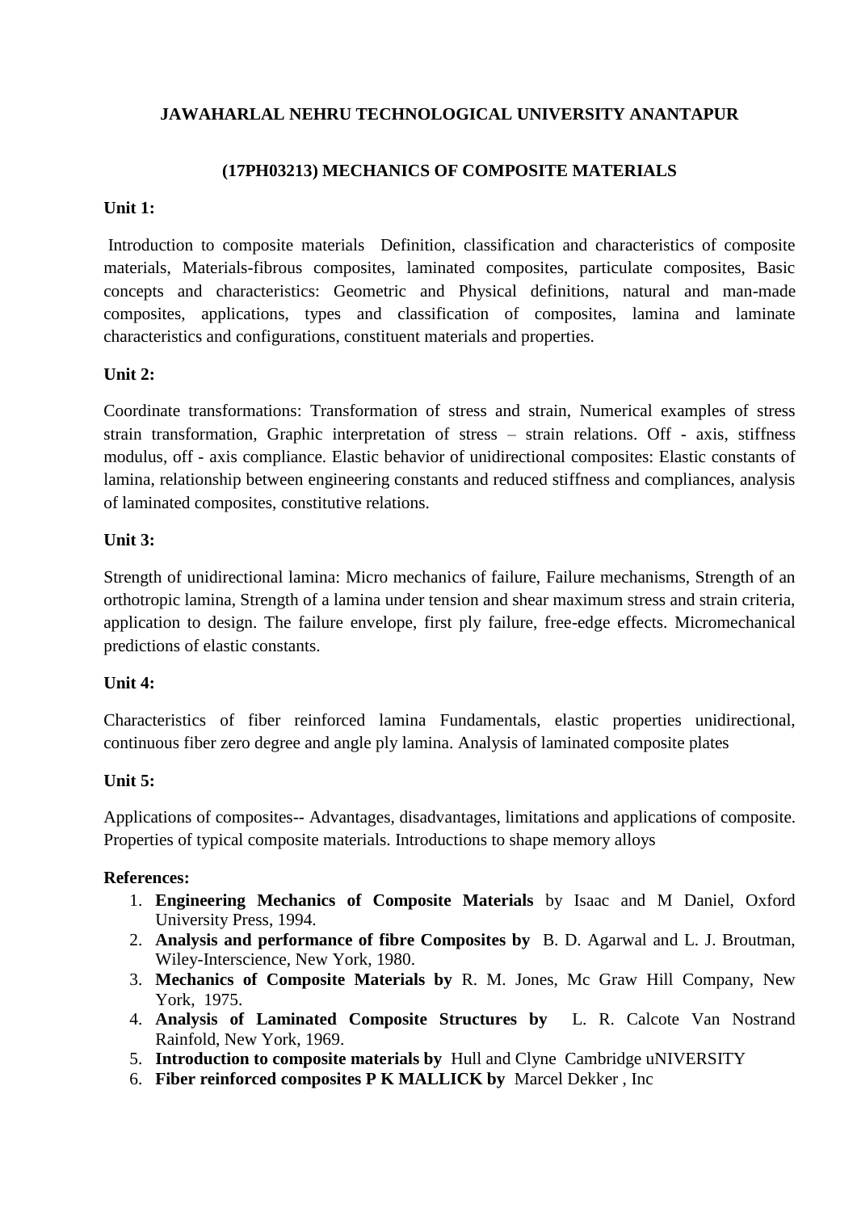**JAWAHARLAL NEHRU TECHNOLOGICAL UNIVERSITY ANANTAPUR**

**(17PH03213) MECHANICS OF COMPOSITE MATERIALS**

**Unit 1:**

Introduction to composite materials Definition, classification and characteristics of composite materials, Materials-fibrous composites, laminated composites, particulate composites, Basic concepts and characteristics: Geometric and Physical definitions, natural and man-made composites, applications, types and classification of composites, lamina and laminate characteristics and configurations, constituent materials and properties.

**Unit 2:**

Coordinate transformations: Transformation of stress and strain, Numerical examples of stress strain transformation, Graphic interpretation of stress – strain relations. Off - axis, stiffness modulus, off - axis compliance. Elastic behavior of unidirectional composites: Elastic constants of lamina, relationship between engineering constants and reduced stiffness and compliances, analysis of laminated composites, constitutive relations.

**Unit 3:**

Strength of unidirectional lamina: Micro mechanics of failure, Failure mechanisms, Strength of an orthotropic lamina, Strength of a lamina under tension and shear maximum stress and strain criteria, application to design. The failure envelope, first ply failure, free-edge effects. Micromechanical predictions of elastic constants.

**Unit 4:**

Characteristics of fiber reinforced lamina Fundamentals, elastic properties unidirectional, continuous fiber zero degree and angle ply lamina. Analysis of laminated composite plates

**Unit 5:**

Applications of composites-- Advantages, disadvantages, limitations and applications of composite. Properties of typical composite materials. Introductions to shape memory alloys

**References:**

1. **Engineering Mechanics of Composite Materials** by Isaac and M Daniel, Oxford University Press, 1994.
2. **Analysis and performance of fibre Composites by** B. D. Agarwal and L. J. Broutman, Wiley-Interscience, New York, 1980.
3. **Mechanics of Composite Materials by** R. M. Jones, Mc Graw Hill Company, New York, 1975.
4. **Analysis of Laminated Composite Structures by** L. R. Calcote Van Nostrand Rainfold, New York, 1969.
5. **Introduction to composite materials by** Hull and Clyne Cambridge uNIVERSITY
6. **Fiber reinforced composites P K MALLICK by** Marcel Dekker , Inc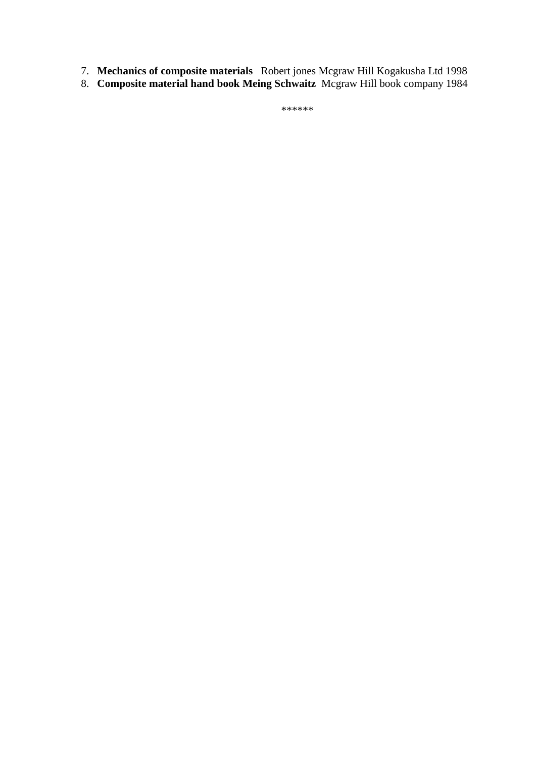7. **Mechanics of composite materials** Robert jones Mcgraw Hill Kogakusha Ltd 1998
8. **Composite material hand book Meing Schwaitz** Mcgraw Hill book company 1984

******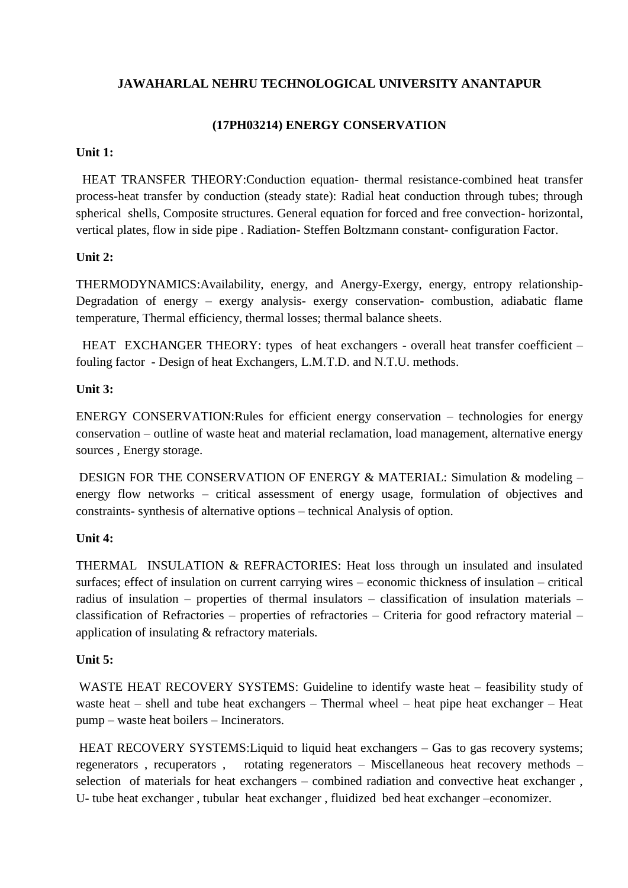**JAWAHARLAL NEHRU TECHNOLOGICAL UNIVERSITY ANANTAPUR**

**(17PH03214) ENERGY CONSERVATION**

**Unit 1:**

HEAT TRANSFER THEORY:Conduction equation- thermal resistance-combined heat transfer process-heat transfer by conduction (steady state): Radial heat conduction through tubes; through spherical shells, Composite structures. General equation for forced and free convection- horizontal, vertical plates, flow in side pipe . Radiation- Steffen Boltzmann constant- configuration Factor.

**Unit 2:**

THERMODYNAMICS:Availability, energy, and Anergy-Exergy, energy, entropy relationship- Degradation of energy – exergy analysis- exergy conservation- combustion, adiabatic flame temperature, Thermal efficiency, thermal losses; thermal balance sheets.

HEAT EXCHANGER THEORY: types of heat exchangers - overall heat transfer coefficient – fouling factor - Design of heat Exchangers, L.M.T.D. and N.T.U. methods.

**Unit 3:**

ENERGY CONSERVATION:Rules for efficient energy conservation – technologies for energy conservation – outline of waste heat and material reclamation, load management, alternative energy sources , Energy storage.

DESIGN FOR THE CONSERVATION OF ENERGY & MATERIAL: Simulation & modeling – energy flow networks – critical assessment of energy usage, formulation of objectives and constraints- synthesis of alternative options – technical Analysis of option.

**Unit 4:**

THERMAL INSULATION & REFRACTORIES: Heat loss through un insulated and insulated surfaces; effect of insulation on current carrying wires – economic thickness of insulation – critical radius of insulation – properties of thermal insulators – classification of insulation materials – classification of Refractories – properties of refractories – Criteria for good refractory material – application of insulating & refractory materials.

**Unit 5:**

WASTE HEAT RECOVERY SYSTEMS: Guideline to identify waste heat – feasibility study of waste heat – shell and tube heat exchangers – Thermal wheel – heat pipe heat exchanger – Heat pump – waste heat boilers – Incinerators.

HEAT RECOVERY SYSTEMS:Liquid to liquid heat exchangers – Gas to gas recovery systems; regenerators , recuperators , rotating regenerators – Miscellaneous heat recovery methods – selection of materials for heat exchangers – combined radiation and convective heat exchanger , U- tube heat exchanger , tubular heat exchanger , fluidized bed heat exchanger –economizer.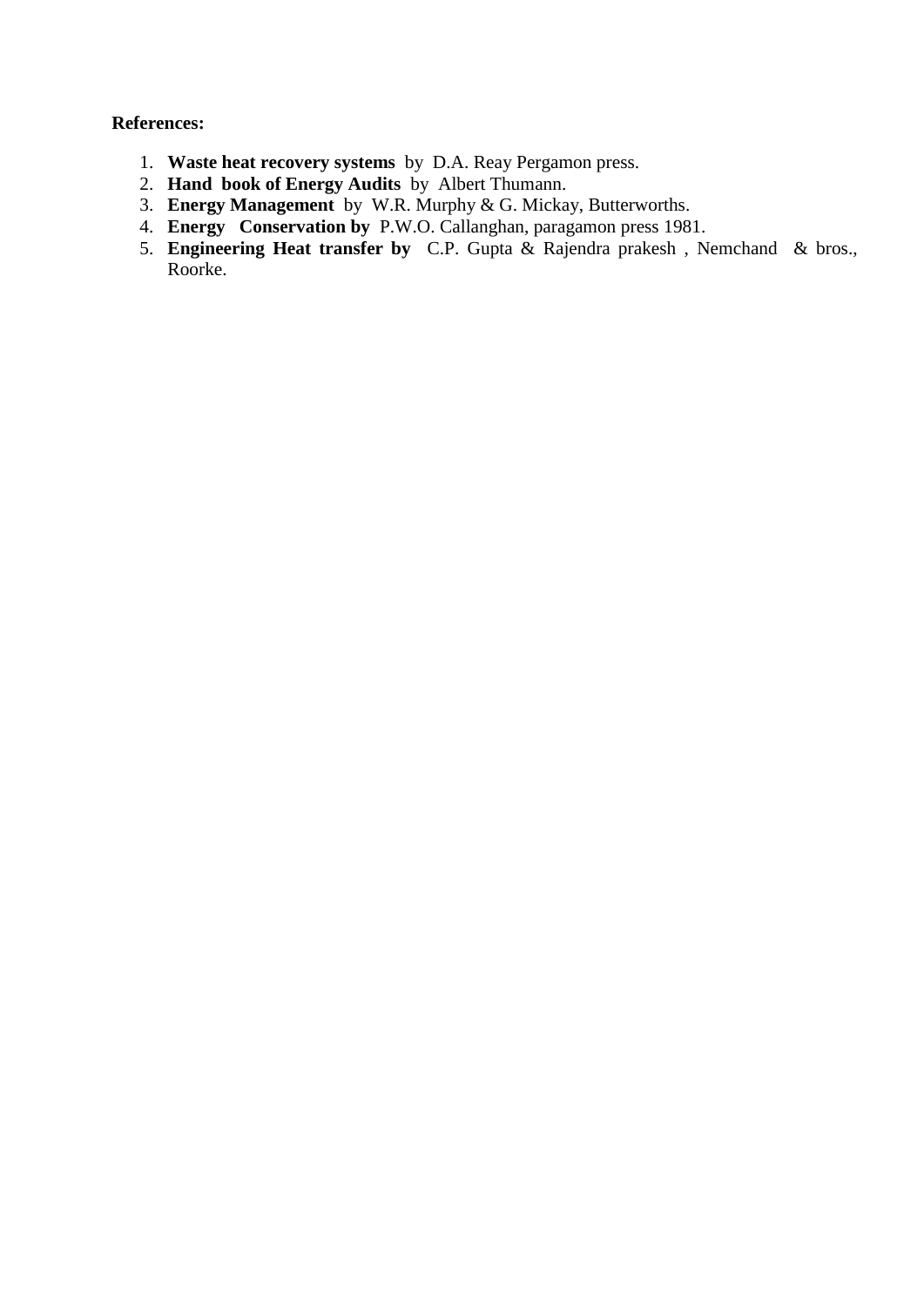**References:**

1. **Waste heat recovery systems** by D.A. Reay Pergamon press.
2. **Hand book of Energy Audits** by Albert Thumann.
3. **Energy Management** by W.R. Murphy & G. Mickay, Butterworths.
4. **Energy Conservation by** P.W.O. Callanghan, paragamon press 1981.
5. **Engineering Heat transfer by** C.P. Gupta & Rajendra prakesh , Nemchand & bros., Roorke.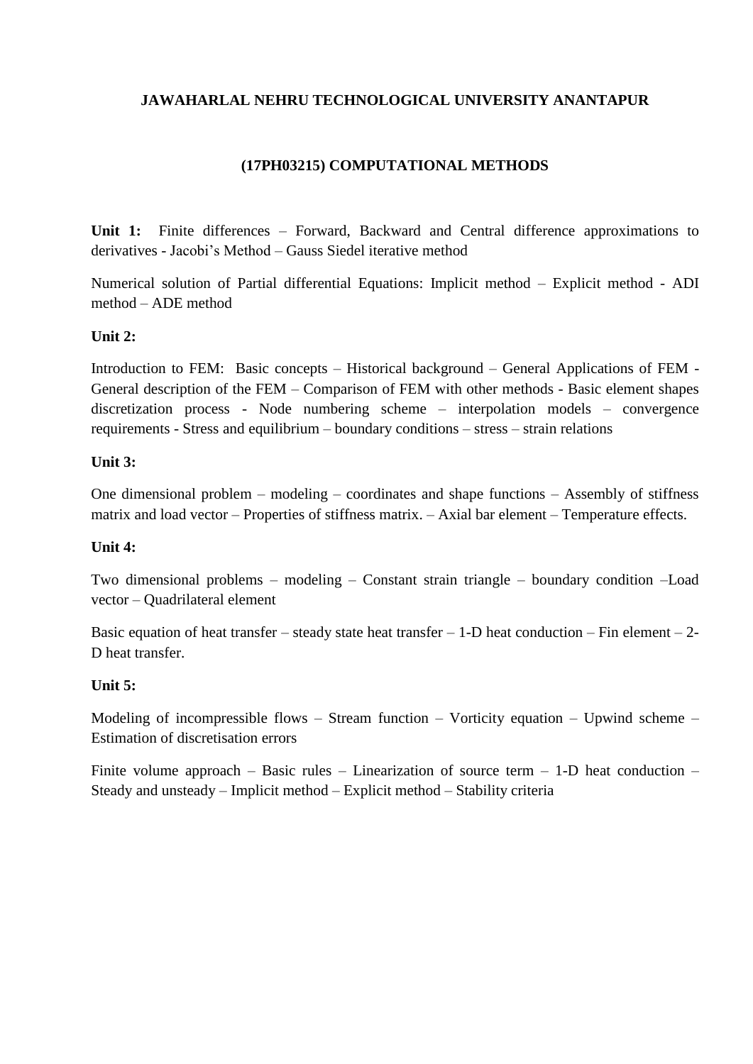**JAWAHARLAL NEHRU TECHNOLOGICAL UNIVERSITY ANANTAPUR**

**(17PH03215) COMPUTATIONAL METHODS**

**Unit 1:** Finite differences – Forward, Backward and Central difference approximations to derivatives - Jacobi's Method – Gauss Siedel iterative method

Numerical solution of Partial differential Equations: Implicit method – Explicit method - ADI method – ADE method

**Unit 2:**

Introduction to FEM: Basic concepts – Historical background – General Applications of FEM - General description of the FEM – Comparison of FEM with other methods - Basic element shapes discretization process - Node numbering scheme – interpolation models – convergence requirements - Stress and equilibrium – boundary conditions – stress – strain relations

**Unit 3:**

One dimensional problem – modeling – coordinates and shape functions – Assembly of stiffness matrix and load vector – Properties of stiffness matrix. – Axial bar element – Temperature effects.

**Unit 4:**

Two dimensional problems – modeling – Constant strain triangle – boundary condition –Load vector – Quadrilateral element

Basic equation of heat transfer – steady state heat transfer – 1-D heat conduction – Fin element – 2-D heat transfer.

**Unit 5:**

Modeling of incompressible flows – Stream function – Vorticity equation – Upwind scheme – Estimation of discretisation errors

Finite volume approach – Basic rules – Linearization of source term – 1-D heat conduction – Steady and unsteady – Implicit method – Explicit method – Stability criteria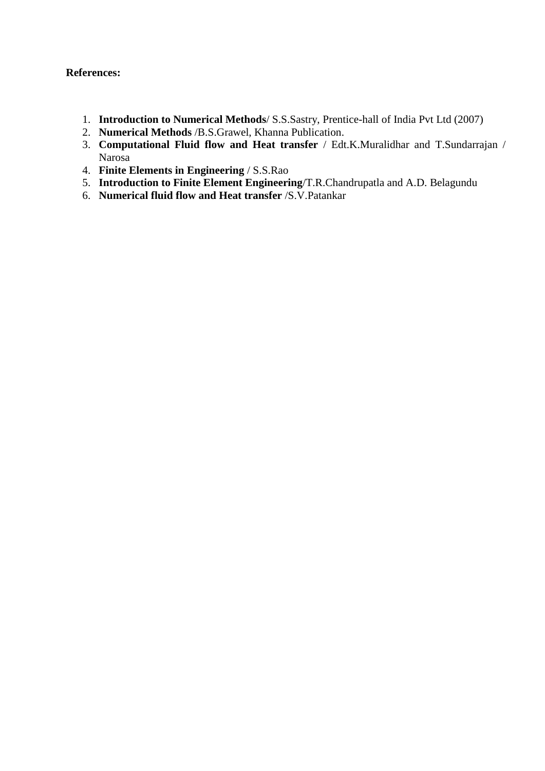**References:**

1. **Introduction to Numerical Methods**/ S.S.Sastry, Prentice-hall of India Pvt Ltd (2007)
2. **Numerical Methods** /B.S.Grawel, Khanna Publication.
3. **Computational Fluid flow and Heat transfer** / Edt.K.Muralidhar and T.Sundarrajan / Narosa
4. **Finite Elements in Engineering** / S.S.Rao
5. **Introduction to Finite Element Engineering**/T.R.Chandrupatla and A.D. Belagundu
6. **Numerical fluid flow and Heat transfer** /S.V.Patankar